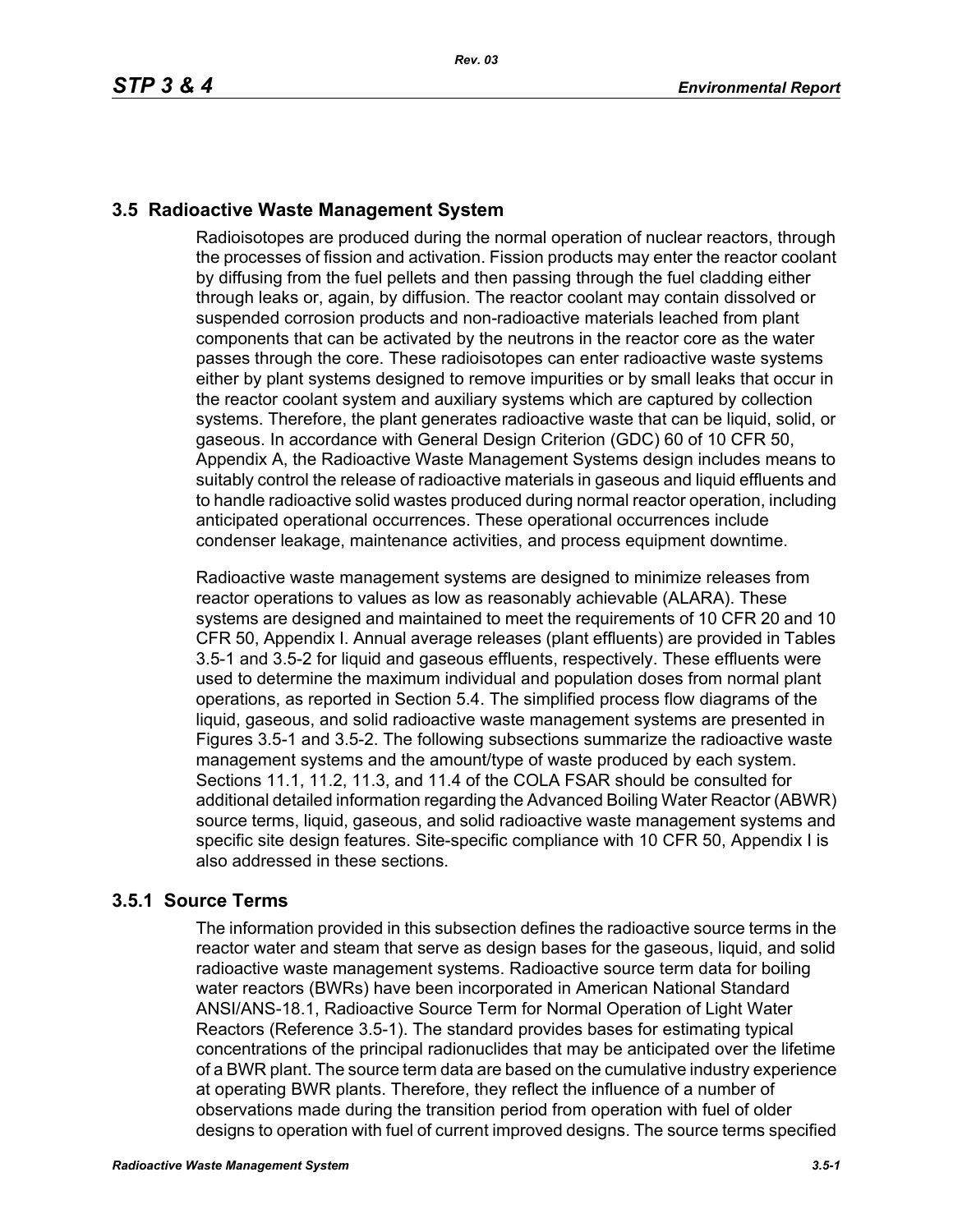## 3.5 Radioactive Waste Management System

Radioisotopes are produced during the normal operation of nuclear reactors, through the processes of fission and activation. Fission products may enter the reactor coolant by diffusing from the fuel pellets and then passing through the fuel cladding either through leaks or, again, by diffusion. The reactor coolant may contain dissolved or suspended corrosion products and non-radioactive materials leached from plant components that can be activated by the neutrons in the reactor core as the water passes through the core. These radioisotopes can enter radioactive waste systems either by plant systems designed to remove impurities or by small leaks that occur in the reactor coolant system and auxiliary systems which are captured by collection systems. Therefore, the plant generates radioactive waste that can be liquid, solid, or gaseous. In accordance with General Design Criterion (GDC) 60 of 10 CFR 50, Appendix A, the Radioactive Waste Management Systems design includes means to suitably control the release of radioactive materials in gaseous and liquid effluents and to handle radioactive solid wastes produced during normal reactor operation, including anticipated operational occurrences. These operational occurrences include condenser leakage, maintenance activities, and process equipment downtime.

Radioactive waste management systems are designed to minimize releases from reactor operations to values as low as reasonably achievable (ALARA). These systems are designed and maintained to meet the requirements of 10 CFR 20 and 10 CFR 50, Appendix I. Annual average releases (plant effluents) are provided in Tables 3.5-1 and 3.5-2 for liquid and gaseous effluents, respectively. These effluents were used to determine the maximum individual and population doses from normal plant operations, as reported in Section 5.4. The simplified process flow diagrams of the liquid, gaseous, and solid radioactive waste management systems are presented in Figures 3.5-1 and 3.5-2. The following subsections summarize the radioactive waste management systems and the amount/type of waste produced by each system. Sections 11.1, 11.2, 11.3, and 11.4 of the COLA FSAR should be consulted for additional detailed information regarding the Advanced Boiling Water Reactor (ABWR) source terms, liquid, gaseous, and solid radioactive waste management systems and specific site design features. Site-specific compliance with 10 CFR 50, Appendix I is also addressed in these sections.

### 3.5.1 Source Terms

The information provided in this subsection defines the radioactive source terms in the reactor water and steam that serve as design bases for the gaseous, liquid, and solid radioactive waste management systems. Radioactive source term data for boiling water reactors (BWRs) have been incorporated in American National Standard ANSI/ANS-18.1, Radioactive Source Term for Normal Operation of Light Water Reactors (Reference 3.5-1). The standard provides bases for estimating typical concentrations of the principal radionuclides that may be anticipated over the lifetime of a BWR plant. The source term data are based on the cumulative industry experience at operating BWR plants. Therefore, they reflect the influence of a number of observations made during the transition period from operation with fuel of older designs to operation with fuel of current improved designs. The source terms specified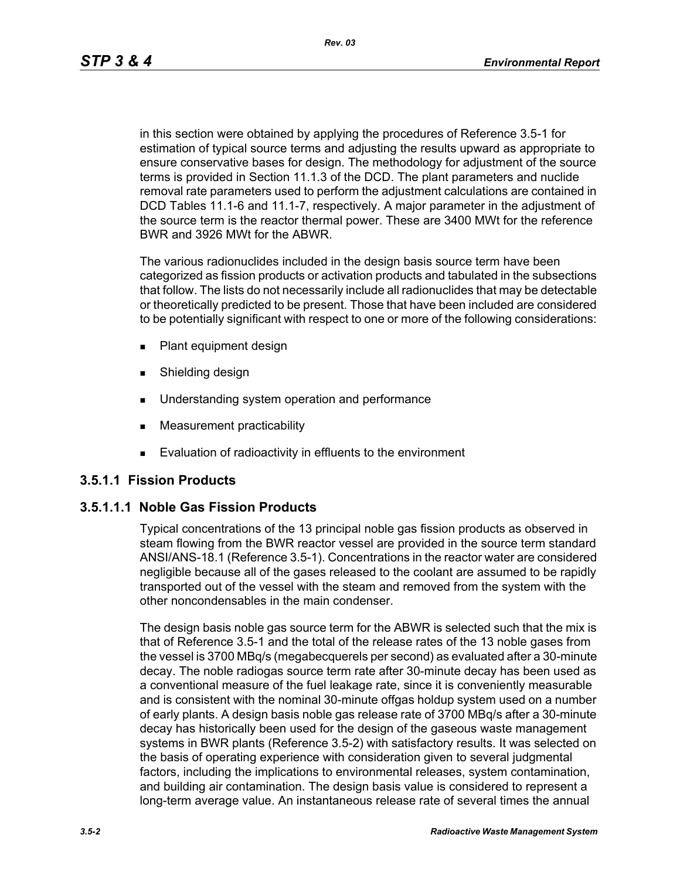in this section were obtained by applying the procedures of Reference 3.5-1 for estimation of typical source terms and adjusting the results upward as appropriate to ensure conservative bases for design. The methodology for adjustment of the source terms is provided in Section 11.1.3 of the DCD. The plant parameters and nuclide removal rate parameters used to perform the adjustment calculations are contained in DCD Tables 11.1-6 and 11.1-7, respectively. A major parameter in the adjustment of the source term is the reactor thermal power. These are 3400 MWt for the reference BWR and 3926 MWt for the ABWR.

The various radionuclides included in the design basis source term have been categorized as fission products or activation products and tabulated in the subsections that follow. The lists do not necessarily include all radionuclides that may be detectable or theoretically predicted to be present. Those that have been included are considered to be potentially significant with respect to one or more of the following considerations:

- Plant equipment design
- Shielding design
- Understanding system operation and performance
- Measurement practicability
- Evaluation of radioactivity in effluents to the environment

### 3.5.1.1 Fission Products

#### 3.5.1.1.1 Noble Gas Fission Products

Typical concentrations of the 13 principal noble gas fission products as observed in steam flowing from the BWR reactor vessel are provided in the source term standard ANSI/ANS-18.1 (Reference 3.5-1). Concentrations in the reactor water are considered negligible because all of the gases released to the coolant are assumed to be rapidly transported out of the vessel with the steam and removed from the system with the other noncondensables in the main condenser.

The design basis noble gas source term for the ABWR is selected such that the mix is that of Reference 3.5-1 and the total of the release rates of the 13 noble gases from the vessel is 3700 MBq/s (megabecquerels per second) as evaluated after a 30-minute decay. The noble radiogas source term rate after 30-minute decay has been used as a conventional measure of the fuel leakage rate, since it is conveniently measurable and is consistent with the nominal 30-minute offgas holdup system used on a number of early plants. A design basis noble gas release rate of 3700 MBq/s after a 30-minute decay has historically been used for the design of the gaseous waste management systems in BWR plants (Reference 3.5-2) with satisfactory results. It was selected on the basis of operating experience with consideration given to several judgmental factors, including the implications to environmental releases, system contamination, and building air contamination. The design basis value is considered to represent a long-term average value. An instantaneous release rate of several times the annual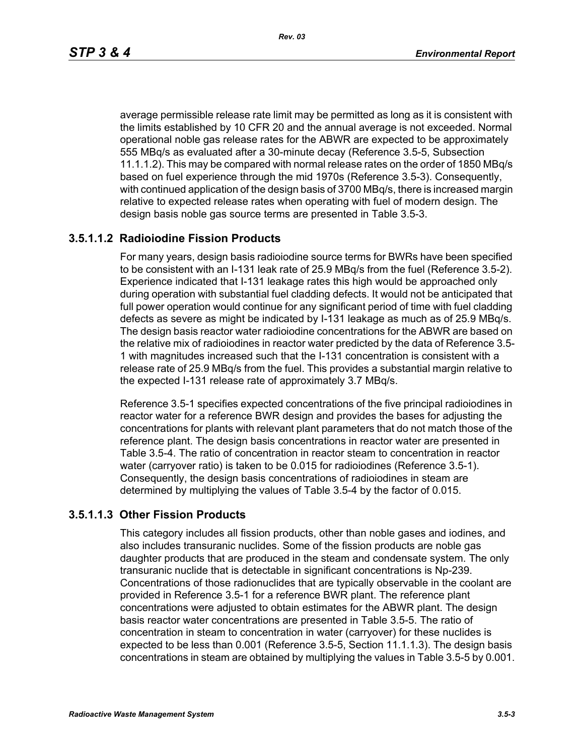average permissible release rate limit may be permitted as long as it is consistent with the limits established by 10 CFR 20 and the annual average is not exceeded. Normal operational noble gas release rates for the ABWR are expected to be approximately 555 MBq/s as evaluated after a 30-minute decay (Reference 3.5-5, Subsection 11.1.1.2). This may be compared with normal release rates on the order of 1850 MBq/s based on fuel experience through the mid 1970s (Reference 3.5-3). Consequently, with continued application of the design basis of 3700 MBq/s, there is increased margin relative to expected release rates when operating with fuel of modern design. The design basis noble gas source terms are presented in Table 3.5-3.

### 3.5.1.1.2 Radioiodine Fission Products

For many years, design basis radioiodine source terms for BWRs have been specified to be consistent with an I-131 leak rate of 25.9 MBq/s from the fuel (Reference 3.5-2). Experience indicated that I-131 leakage rates this high would be approached only during operation with substantial fuel cladding defects. It would not be anticipated that full power operation would continue for any significant period of time with fuel cladding defects as severe as might be indicated by I-131 leakage as much as of 25.9 MBq/s. The design basis reactor water radioiodine concentrations for the ABWR are based on the relative mix of radioiodines in reactor water predicted by the data of Reference 3.5-1 with magnitudes increased such that the I-131 concentration is consistent with a release rate of 25.9 MBq/s from the fuel. This provides a substantial margin relative to the expected I-131 release rate of approximately 3.7 MBq/s.

Reference 3.5-1 specifies expected concentrations of the five principal radioiodines in reactor water for a reference BWR design and provides the bases for adjusting the concentrations for plants with relevant plant parameters that do not match those of the reference plant. The design basis concentrations in reactor water are presented in Table 3.5-4. The ratio of concentration in reactor steam to concentration in reactor water (carryover ratio) is taken to be 0.015 for radioiodines (Reference 3.5-1). Consequently, the design basis concentrations of radioiodines in steam are determined by multiplying the values of Table 3.5-4 by the factor of 0.015.

### 3.5.1.1.3 Other Fission Products

This category includes all fission products, other than noble gases and iodines, and also includes transuranic nuclides. Some of the fission products are noble gas daughter products that are produced in the steam and condensate system. The only transuranic nuclide that is detectable in significant concentrations is Np-239. Concentrations of those radionuclides that are typically observable in the coolant are provided in Reference 3.5-1 for a reference BWR plant. The reference plant concentrations were adjusted to obtain estimates for the ABWR plant. The design basis reactor water concentrations are presented in Table 3.5-5. The ratio of concentration in steam to concentration in water (carryover) for these nuclides is expected to be less than 0.001 (Reference 3.5-5, Section 11.1.1.3). The design basis concentrations in steam are obtained by multiplying the values in Table 3.5-5 by 0.001.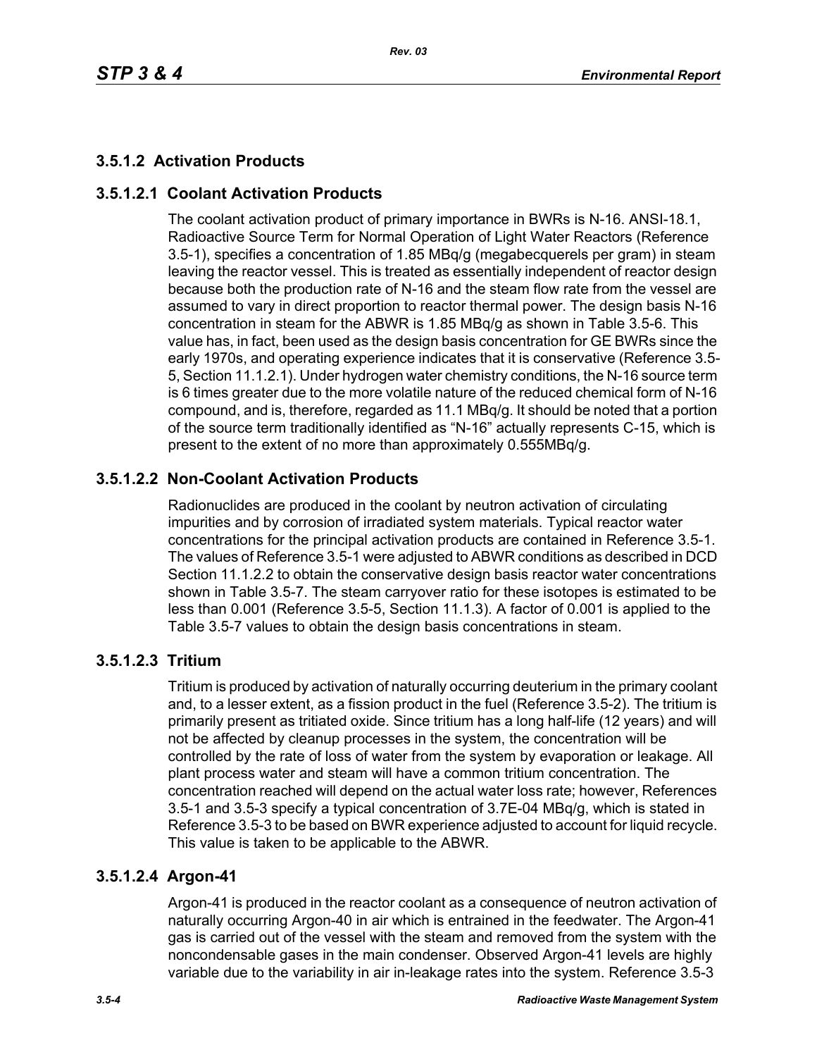### 3.5.1.2 Activation Products

#### 3.5.1.2.1 Coolant Activation Products

The coolant activation product of primary importance in BWRs is N-16. ANSI-18.1, Radioactive Source Term for Normal Operation of Light Water Reactors (Reference 3.5-1), specifies a concentration of 1.85 MBq/g (megabecquerels per gram) in steam leaving the reactor vessel. This is treated as essentially independent of reactor design because both the production rate of N-16 and the steam flow rate from the vessel are assumed to vary in direct proportion to reactor thermal power. The design basis N-16 concentration in steam for the ABWR is 1.85 MBq/g as shown in Table 3.5-6. This value has, in fact, been used as the design basis concentration for GE BWRs since the early 1970s, and operating experience indicates that it is conservative (Reference 3.5-5, Section 11.1.2.1). Under hydrogen water chemistry conditions, the N-16 source term is 6 times greater due to the more volatile nature of the reduced chemical form of N-16 compound, and is, therefore, regarded as 11.1 MBq/g. It should be noted that a portion of the source term traditionally identified as "N-16" actually represents C-15, which is present to the extent of no more than approximately 0.555MBq/g.

#### 3.5.1.2.2 Non-Coolant Activation Products

Radionuclides are produced in the coolant by neutron activation of circulating impurities and by corrosion of irradiated system materials. Typical reactor water concentrations for the principal activation products are contained in Reference 3.5-1. The values of Reference 3.5-1 were adjusted to ABWR conditions as described in DCD Section 11.1.2.2 to obtain the conservative design basis reactor water concentrations shown in Table 3.5-7. The steam carryover ratio for these isotopes is estimated to be less than 0.001 (Reference 3.5-5, Section 11.1.3). A factor of 0.001 is applied to the Table 3.5-7 values to obtain the design basis concentrations in steam.

#### 3.5.1.2.3 Tritium

Tritium is produced by activation of naturally occurring deuterium in the primary coolant and, to a lesser extent, as a fission product in the fuel (Reference 3.5-2). The tritium is primarily present as tritiated oxide. Since tritium has a long half-life (12 years) and will not be affected by cleanup processes in the system, the concentration will be controlled by the rate of loss of water from the system by evaporation or leakage. All plant process water and steam will have a common tritium concentration. The concentration reached will depend on the actual water loss rate; however, References 3.5-1 and 3.5-3 specify a typical concentration of 3.7E-04 MBq/g, which is stated in Reference 3.5-3 to be based on BWR experience adjusted to account for liquid recycle. This value is taken to be applicable to the ABWR.

#### 3.5.1.2.4 Argon-41

Argon-41 is produced in the reactor coolant as a consequence of neutron activation of naturally occurring Argon-40 in air which is entrained in the feedwater. The Argon-41 gas is carried out of the vessel with the steam and removed from the system with the noncondensable gases in the main condenser. Observed Argon-41 levels are highly variable due to the variability in air in-leakage rates into the system. Reference 3.5-3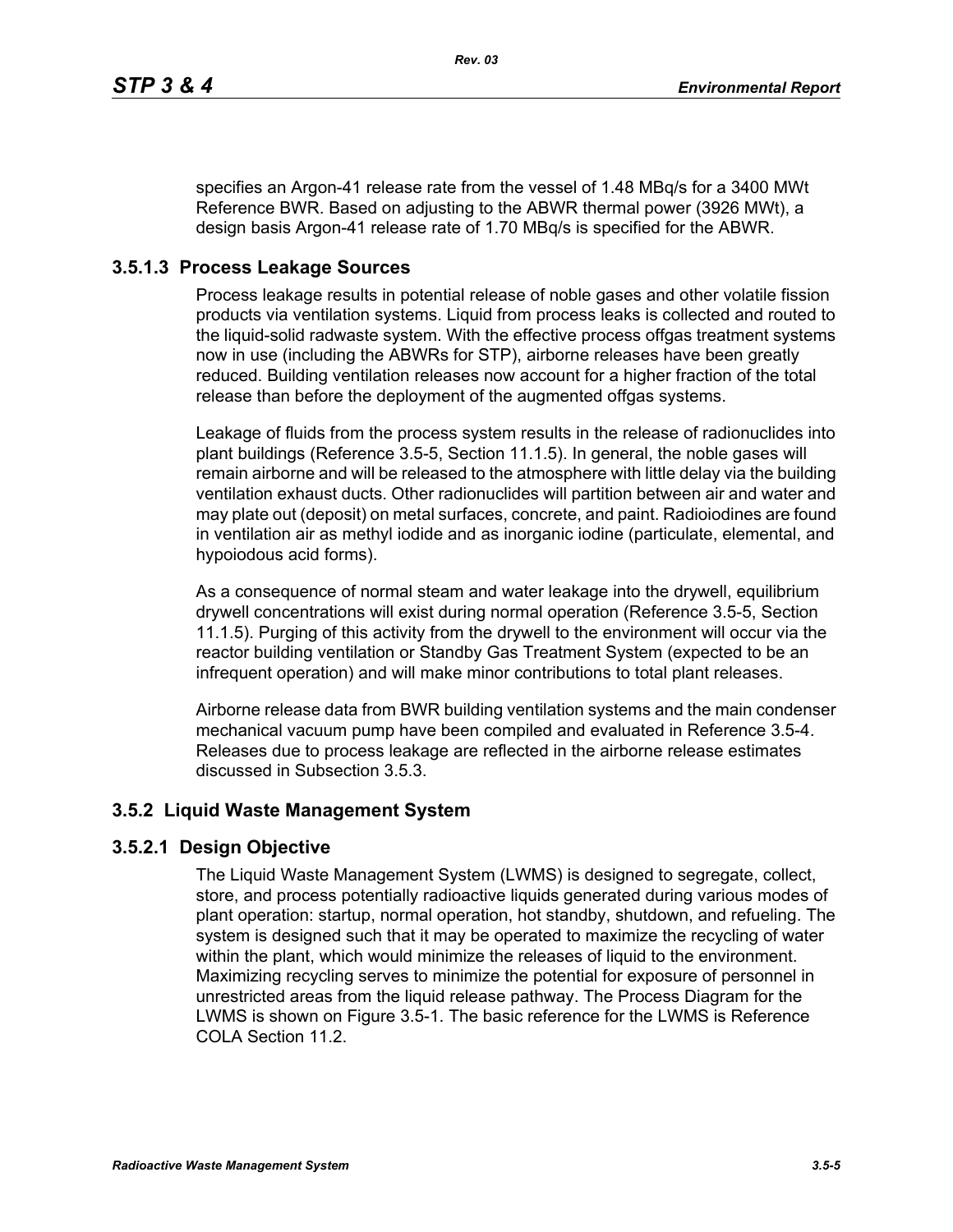specifies an Argon-41 release rate from the vessel of 1.48 MBq/s for a 3400 MWt Reference BWR. Based on adjusting to the ABWR thermal power (3926 MWt), a design basis Argon-41 release rate of 1.70 MBq/s is specified for the ABWR.

### 3.5.1.3 Process Leakage Sources

Process leakage results in potential release of noble gases and other volatile fission products via ventilation systems. Liquid from process leaks is collected and routed to the liquid-solid radwaste system. With the effective process offgas treatment systems now in use (including the ABWRs for STP), airborne releases have been greatly reduced. Building ventilation releases now account for a higher fraction of the total release than before the deployment of the augmented offgas systems.

Leakage of fluids from the process system results in the release of radionuclides into plant buildings (Reference 3.5-5, Section 11.1.5). In general, the noble gases will remain airborne and will be released to the atmosphere with little delay via the building ventilation exhaust ducts. Other radionuclides will partition between air and water and may plate out (deposit) on metal surfaces, concrete, and paint. Radioiodines are found in ventilation air as methyl iodide and as inorganic iodine (particulate, elemental, and hypoiodous acid forms).

As a consequence of normal steam and water leakage into the drywell, equilibrium drywell concentrations will exist during normal operation (Reference 3.5-5, Section 11.1.5). Purging of this activity from the drywell to the environment will occur via the reactor building ventilation or Standby Gas Treatment System (expected to be an infrequent operation) and will make minor contributions to total plant releases.

Airborne release data from BWR building ventilation systems and the main condenser mechanical vacuum pump have been compiled and evaluated in Reference 3.5-4. Releases due to process leakage are reflected in the airborne release estimates discussed in Subsection 3.5.3.

## 3.5.2 Liquid Waste Management System

### 3.5.2.1 Design Objective

The Liquid Waste Management System (LWMS) is designed to segregate, collect, store, and process potentially radioactive liquids generated during various modes of plant operation: startup, normal operation, hot standby, shutdown, and refueling. The system is designed such that it may be operated to maximize the recycling of water within the plant, which would minimize the releases of liquid to the environment. Maximizing recycling serves to minimize the potential for exposure of personnel in unrestricted areas from the liquid release pathway. The Process Diagram for the LWMS is shown on Figure 3.5-1. The basic reference for the LWMS is Reference COLA Section 11.2.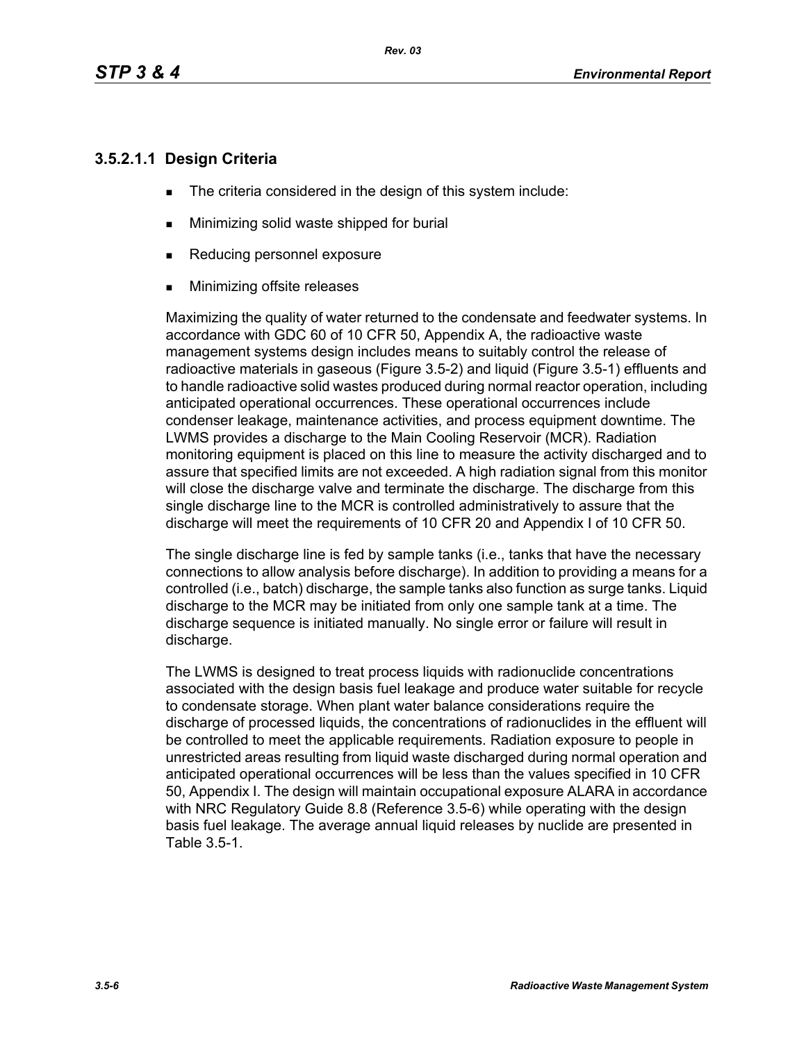### 3.5.2.1.1 Design Criteria

- The criteria considered in the design of this system include:
- Minimizing solid waste shipped for burial
- Reducing personnel exposure
- Minimizing offsite releases

Maximizing the quality of water returned to the condensate and feedwater systems. In accordance with GDC 60 of 10 CFR 50, Appendix A, the radioactive waste management systems design includes means to suitably control the release of radioactive materials in gaseous (Figure 3.5-2) and liquid (Figure 3.5-1) effluents and to handle radioactive solid wastes produced during normal reactor operation, including anticipated operational occurrences. These operational occurrences include condenser leakage, maintenance activities, and process equipment downtime. The LWMS provides a discharge to the Main Cooling Reservoir (MCR). Radiation monitoring equipment is placed on this line to measure the activity discharged and to assure that specified limits are not exceeded. A high radiation signal from this monitor will close the discharge valve and terminate the discharge. The discharge from this single discharge line to the MCR is controlled administratively to assure that the discharge will meet the requirements of 10 CFR 20 and Appendix I of 10 CFR 50.

The single discharge line is fed by sample tanks (i.e., tanks that have the necessary connections to allow analysis before discharge). In addition to providing a means for a controlled (i.e., batch) discharge, the sample tanks also function as surge tanks. Liquid discharge to the MCR may be initiated from only one sample tank at a time. The discharge sequence is initiated manually. No single error or failure will result in discharge.

The LWMS is designed to treat process liquids with radionuclide concentrations associated with the design basis fuel leakage and produce water suitable for recycle to condensate storage. When plant water balance considerations require the discharge of processed liquids, the concentrations of radionuclides in the effluent will be controlled to meet the applicable requirements. Radiation exposure to people in unrestricted areas resulting from liquid waste discharged during normal operation and anticipated operational occurrences will be less than the values specified in 10 CFR 50, Appendix I. The design will maintain occupational exposure ALARA in accordance with NRC Regulatory Guide 8.8 (Reference 3.5-6) while operating with the design basis fuel leakage. The average annual liquid releases by nuclide are presented in Table 3.5-1.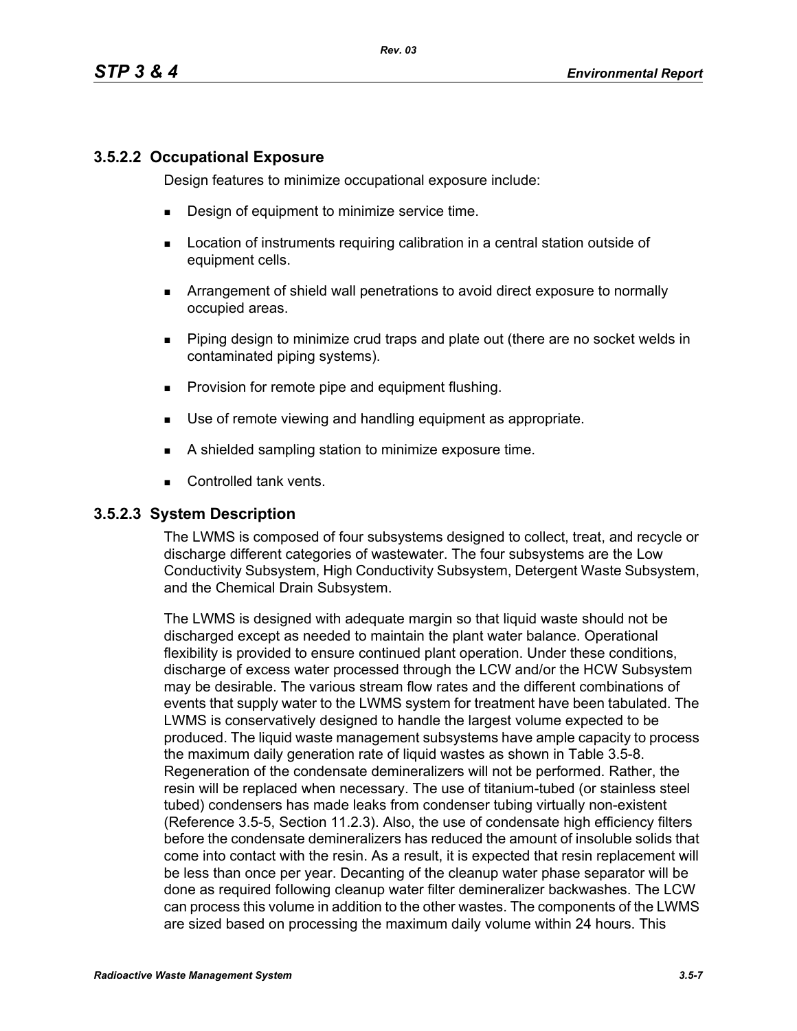### 3.5.2.2 Occupational Exposure

Design features to minimize occupational exposure include:

- Design of equipment to minimize service time.
- Location of instruments requiring calibration in a central station outside of equipment cells.
- Arrangement of shield wall penetrations to avoid direct exposure to normally occupied areas.
- Piping design to minimize crud traps and plate out (there are no socket welds in contaminated piping systems).
- Provision for remote pipe and equipment flushing.
- Use of remote viewing and handling equipment as appropriate.
- A shielded sampling station to minimize exposure time.
- Controlled tank vents.

### 3.5.2.3 System Description

The LWMS is composed of four subsystems designed to collect, treat, and recycle or discharge different categories of wastewater. The four subsystems are the Low Conductivity Subsystem, High Conductivity Subsystem, Detergent Waste Subsystem, and the Chemical Drain Subsystem.

The LWMS is designed with adequate margin so that liquid waste should not be discharged except as needed to maintain the plant water balance. Operational flexibility is provided to ensure continued plant operation. Under these conditions, discharge of excess water processed through the LCW and/or the HCW Subsystem may be desirable. The various stream flow rates and the different combinations of events that supply water to the LWMS system for treatment have been tabulated. The LWMS is conservatively designed to handle the largest volume expected to be produced. The liquid waste management subsystems have ample capacity to process the maximum daily generation rate of liquid wastes as shown in Table 3.5-8. Regeneration of the condensate demineralizers will not be performed. Rather, the resin will be replaced when necessary. The use of titanium-tubed (or stainless steel tubed) condensers has made leaks from condenser tubing virtually non-existent (Reference 3.5-5, Section 11.2.3). Also, the use of condensate high efficiency filters before the condensate demineralizers has reduced the amount of insoluble solids that come into contact with the resin. As a result, it is expected that resin replacement will be less than once per year. Decanting of the cleanup water phase separator will be done as required following cleanup water filter demineralizer backwashes. The LCW can process this volume in addition to the other wastes. The components of the LWMS are sized based on processing the maximum daily volume within 24 hours. This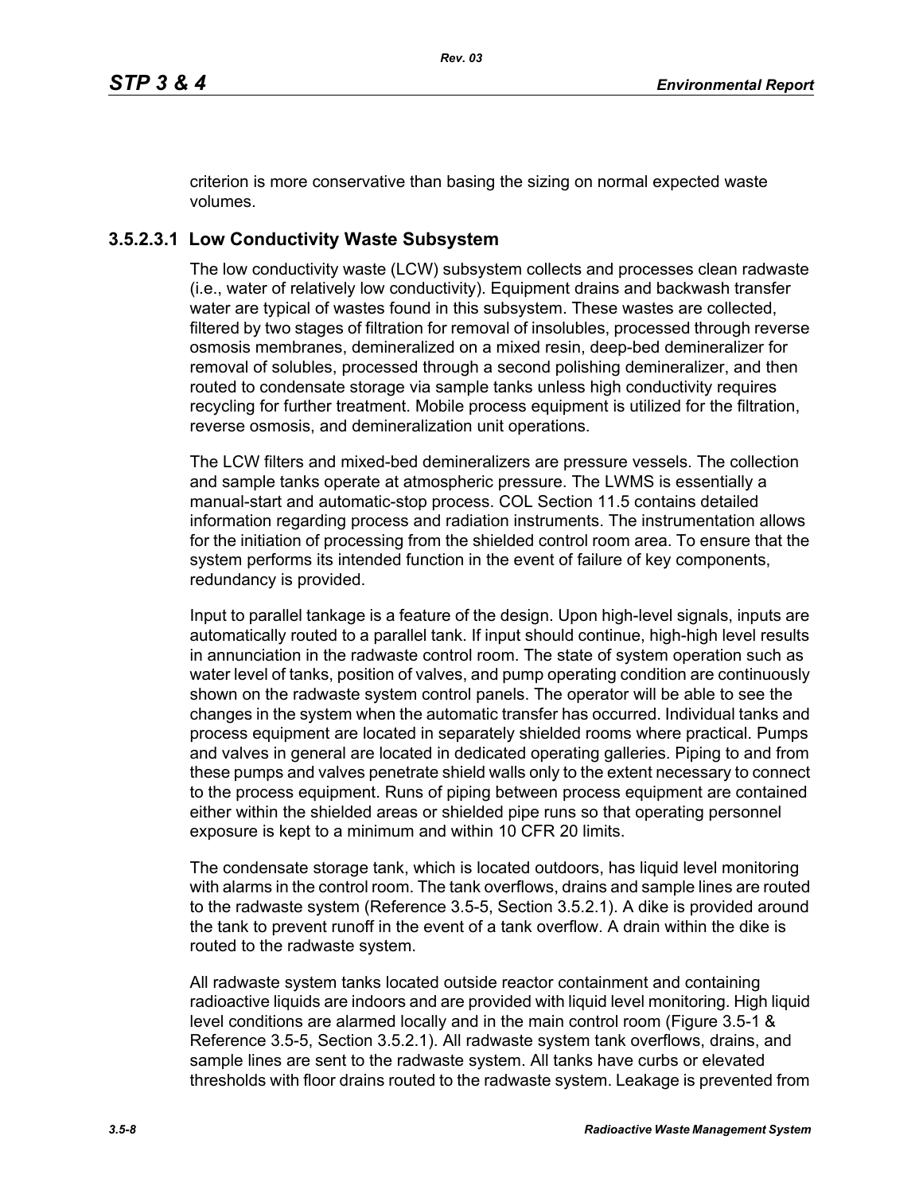criterion is more conservative than basing the sizing on normal expected waste volumes.

### 3.5.2.3.1 Low Conductivity Waste Subsystem

The low conductivity waste (LCW) subsystem collects and processes clean radwaste (i.e., water of relatively low conductivity). Equipment drains and backwash transfer water are typical of wastes found in this subsystem. These wastes are collected, filtered by two stages of filtration for removal of insolubles, processed through reverse osmosis membranes, demineralized on a mixed resin, deep-bed demineralizer for removal of solubles, processed through a second polishing demineralizer, and then routed to condensate storage via sample tanks unless high conductivity requires recycling for further treatment. Mobile process equipment is utilized for the filtration, reverse osmosis, and demineralization unit operations.

The LCW filters and mixed-bed demineralizers are pressure vessels. The collection and sample tanks operate at atmospheric pressure. The LWMS is essentially a manual-start and automatic-stop process. COL Section 11.5 contains detailed information regarding process and radiation instruments. The instrumentation allows for the initiation of processing from the shielded control room area. To ensure that the system performs its intended function in the event of failure of key components, redundancy is provided.

Input to parallel tankage is a feature of the design. Upon high-level signals, inputs are automatically routed to a parallel tank. If input should continue, high-high level results in annunciation in the radwaste control room. The state of system operation such as water level of tanks, position of valves, and pump operating condition are continuously shown on the radwaste system control panels. The operator will be able to see the changes in the system when the automatic transfer has occurred. Individual tanks and process equipment are located in separately shielded rooms where practical. Pumps and valves in general are located in dedicated operating galleries. Piping to and from these pumps and valves penetrate shield walls only to the extent necessary to connect to the process equipment. Runs of piping between process equipment are contained either within the shielded areas or shielded pipe runs so that operating personnel exposure is kept to a minimum and within 10 CFR 20 limits.

The condensate storage tank, which is located outdoors, has liquid level monitoring with alarms in the control room. The tank overflows, drains and sample lines are routed to the radwaste system (Reference 3.5-5, Section 3.5.2.1). A dike is provided around the tank to prevent runoff in the event of a tank overflow. A drain within the dike is routed to the radwaste system.

All radwaste system tanks located outside reactor containment and containing radioactive liquids are indoors and are provided with liquid level monitoring. High liquid level conditions are alarmed locally and in the main control room (Figure 3.5-1 & Reference 3.5-5, Section 3.5.2.1). All radwaste system tank overflows, drains, and sample lines are sent to the radwaste system. All tanks have curbs or elevated thresholds with floor drains routed to the radwaste system. Leakage is prevented from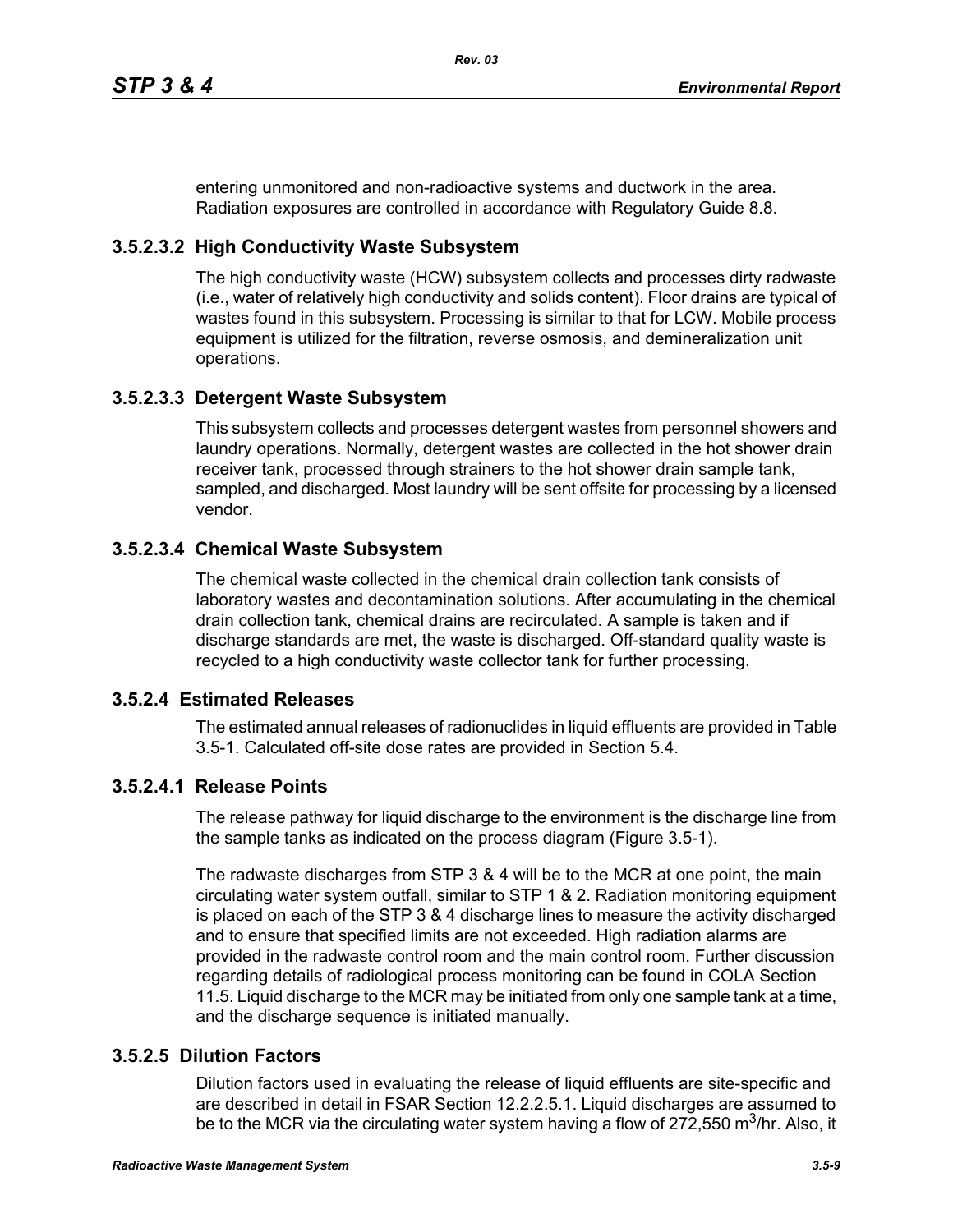entering unmonitored and non-radioactive systems and ductwork in the area. Radiation exposures are controlled in accordance with Regulatory Guide 8.8.

#### 3.5.2.3.2 High Conductivity Waste Subsystem

The high conductivity waste (HCW) subsystem collects and processes dirty radwaste (i.e., water of relatively high conductivity and solids content). Floor drains are typical of wastes found in this subsystem. Processing is similar to that for LCW. Mobile process equipment is utilized for the filtration, reverse osmosis, and demineralization unit operations.

#### 3.5.2.3.3 Detergent Waste Subsystem

This subsystem collects and processes detergent wastes from personnel showers and laundry operations. Normally, detergent wastes are collected in the hot shower drain receiver tank, processed through strainers to the hot shower drain sample tank, sampled, and discharged. Most laundry will be sent offsite for processing by a licensed vendor.

#### 3.5.2.3.4 Chemical Waste Subsystem

The chemical waste collected in the chemical drain collection tank consists of laboratory wastes and decontamination solutions. After accumulating in the chemical drain collection tank, chemical drains are recirculated. A sample is taken and if discharge standards are met, the waste is discharged. Off-standard quality waste is recycled to a high conductivity waste collector tank for further processing.

### 3.5.2.4 Estimated Releases

The estimated annual releases of radionuclides in liquid effluents are provided in Table 3.5-1. Calculated off-site dose rates are provided in Section 5.4.

#### 3.5.2.4.1 Release Points

The release pathway for liquid discharge to the environment is the discharge line from the sample tanks as indicated on the process diagram (Figure 3.5-1).

The radwaste discharges from STP 3 & 4 will be to the MCR at one point, the main circulating water system outfall, similar to STP 1 & 2. Radiation monitoring equipment is placed on each of the STP 3 & 4 discharge lines to measure the activity discharged and to ensure that specified limits are not exceeded. High radiation alarms are provided in the radwaste control room and the main control room. Further discussion regarding details of radiological process monitoring can be found in COLA Section 11.5. Liquid discharge to the MCR may be initiated from only one sample tank at a time, and the discharge sequence is initiated manually.

### 3.5.2.5 Dilution Factors

Dilution factors used in evaluating the release of liquid effluents are site-specific and are described in detail in FSAR Section 12.2.2.5.1. Liquid discharges are assumed to be to the MCR via the circulating water system having a flow of 272,550 $m^3$/hr. Also, it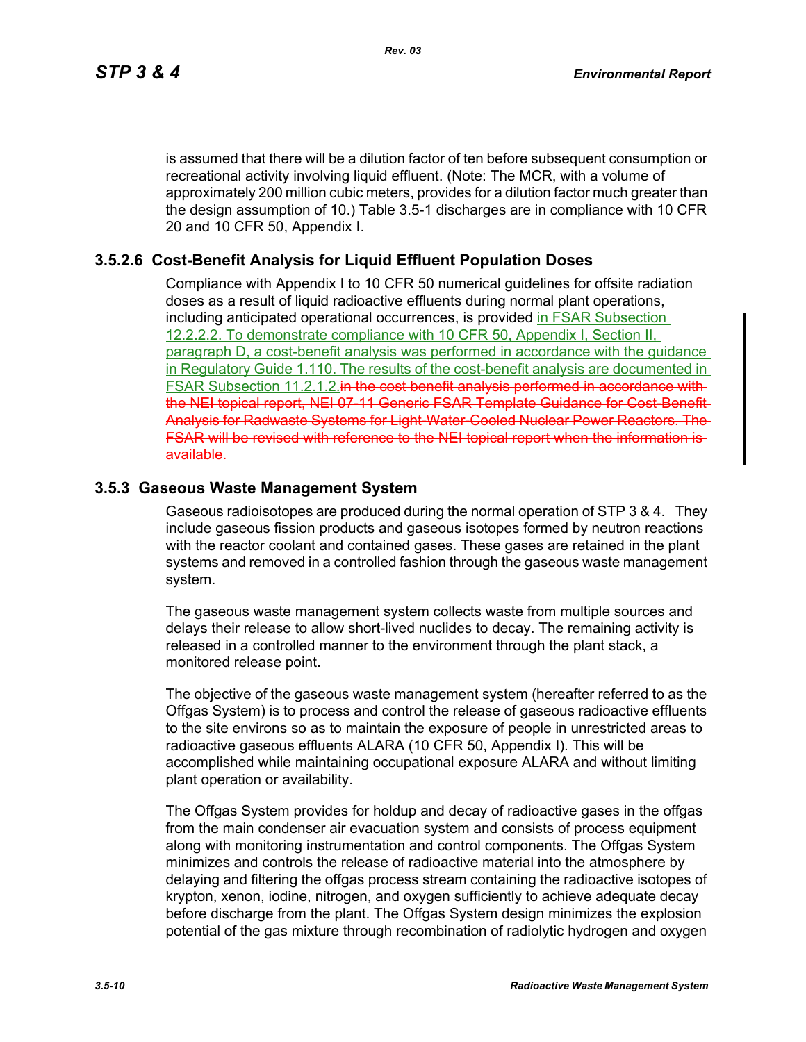is assumed that there will be a dilution factor of ten before subsequent consumption or recreational activity involving liquid effluent. (Note: The MCR, with a volume of approximately 200 million cubic meters, provides for a dilution factor much greater than the design assumption of 10.) Table 3.5-1 discharges are in compliance with 10 CFR 20 and 10 CFR 50, Appendix I.

### 3.5.2.6 Cost-Benefit Analysis for Liquid Effluent Population Doses

Compliance with Appendix I to 10 CFR 50 numerical guidelines for offsite radiation doses as a result of liquid radioactive effluents during normal plant operations, including anticipated operational occurrences, is provided in FSAR Subsection 12.2.2.2. To demonstrate compliance with 10 CFR 50, Appendix I, Section II, paragraph D, a cost-benefit analysis was performed in accordance with the guidance in Regulatory Guide 1.110. The results of the cost-benefit analysis are documented in FSAR Subsection 11.2.1.2.~~in the cost benefit analysis performed in accordance with the NEI topical report, NEI 07-11 Generic FSAR Template Guidance for Cost-Benefit Analysis for Radwaste Systems for Light-Water-Cooled Nuclear Power Reactors. The FSAR will be revised with reference to the NEI topical report when the information is available.~~

## 3.5.3 Gaseous Waste Management System

Gaseous radioisotopes are produced during the normal operation of STP 3 & 4. They include gaseous fission products and gaseous isotopes formed by neutron reactions with the reactor coolant and contained gases. These gases are retained in the plant systems and removed in a controlled fashion through the gaseous waste management system.

The gaseous waste management system collects waste from multiple sources and delays their release to allow short-lived nuclides to decay. The remaining activity is released in a controlled manner to the environment through the plant stack, a monitored release point.

The objective of the gaseous waste management system (hereafter referred to as the Offgas System) is to process and control the release of gaseous radioactive effluents to the site environs so as to maintain the exposure of people in unrestricted areas to radioactive gaseous effluents ALARA (10 CFR 50, Appendix I). This will be accomplished while maintaining occupational exposure ALARA and without limiting plant operation or availability.

The Offgas System provides for holdup and decay of radioactive gases in the offgas from the main condenser air evacuation system and consists of process equipment along with monitoring instrumentation and control components. The Offgas System minimizes and controls the release of radioactive material into the atmosphere by delaying and filtering the offgas process stream containing the radioactive isotopes of krypton, xenon, iodine, nitrogen, and oxygen sufficiently to achieve adequate decay before discharge from the plant. The Offgas System design minimizes the explosion potential of the gas mixture through recombination of radiolytic hydrogen and oxygen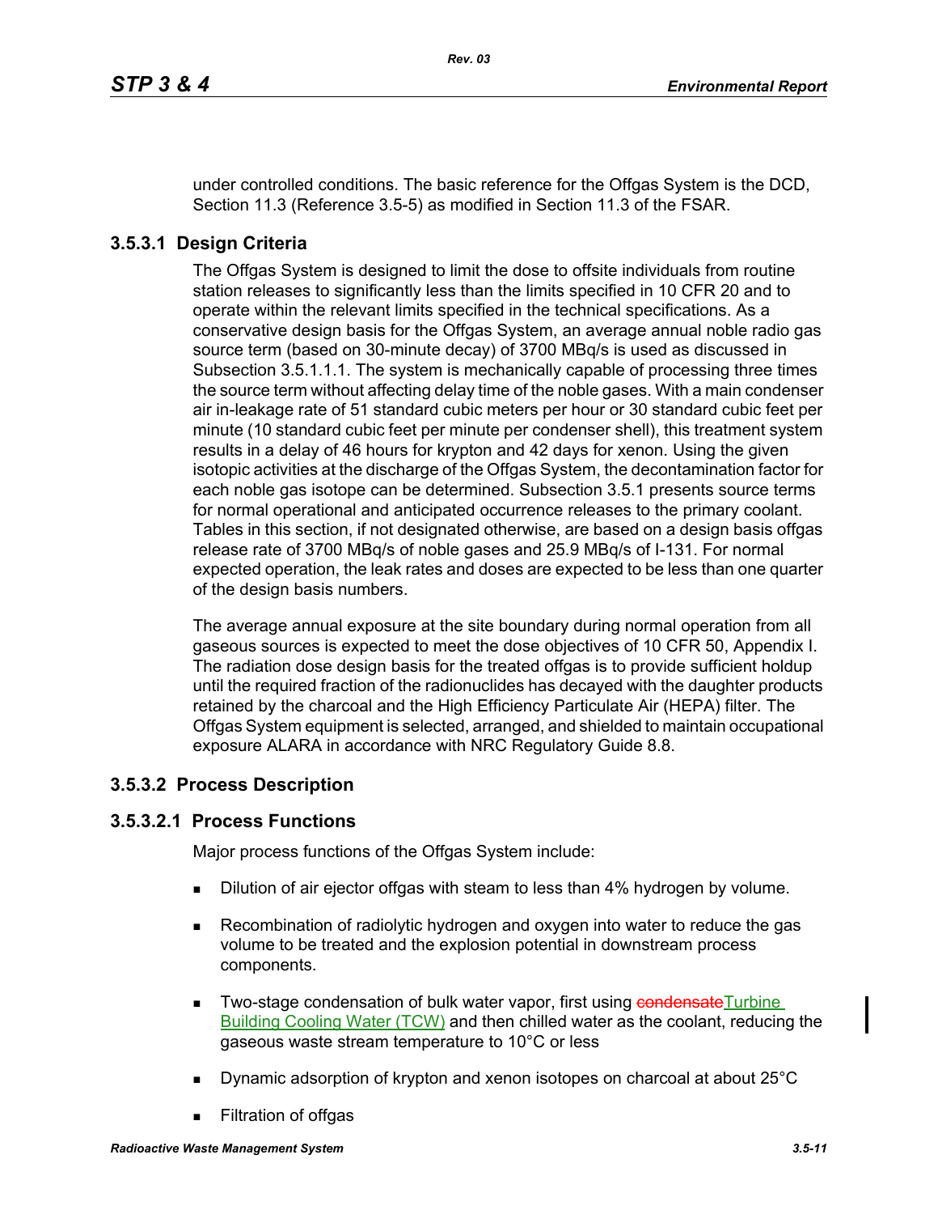under controlled conditions. The basic reference for the Offgas System is the DCD, Section 11.3 (Reference 3.5-5) as modified in Section 11.3 of the FSAR.

### 3.5.3.1 Design Criteria

The Offgas System is designed to limit the dose to offsite individuals from routine station releases to significantly less than the limits specified in 10 CFR 20 and to operate within the relevant limits specified in the technical specifications. As a conservative design basis for the Offgas System, an average annual noble radio gas source term (based on 30-minute decay) of 3700 MBq/s is used as discussed in Subsection 3.5.1.1.1. The system is mechanically capable of processing three times the source term without affecting delay time of the noble gases. With a main condenser air in-leakage rate of 51 standard cubic meters per hour or 30 standard cubic feet per minute (10 standard cubic feet per minute per condenser shell), this treatment system results in a delay of 46 hours for krypton and 42 days for xenon. Using the given isotopic activities at the discharge of the Offgas System, the decontamination factor for each noble gas isotope can be determined. Subsection 3.5.1 presents source terms for normal operational and anticipated occurrence releases to the primary coolant. Tables in this section, if not designated otherwise, are based on a design basis offgas release rate of 3700 MBq/s of noble gases and 25.9 MBq/s of I-131. For normal expected operation, the leak rates and doses are expected to be less than one quarter of the design basis numbers.

The average annual exposure at the site boundary during normal operation from all gaseous sources is expected to meet the dose objectives of 10 CFR 50, Appendix I. The radiation dose design basis for the treated offgas is to provide sufficient holdup until the required fraction of the radionuclides has decayed with the daughter products retained by the charcoal and the High Efficiency Particulate Air (HEPA) filter. The Offgas System equipment is selected, arranged, and shielded to maintain occupational exposure ALARA in accordance with NRC Regulatory Guide 8.8.

### 3.5.3.2 Process Description

#### 3.5.3.2.1 Process Functions

Major process functions of the Offgas System include:

- Dilution of air ejector offgas with steam to less than 4% hydrogen by volume.
- Recombination of radiolytic hydrogen and oxygen into water to reduce the gas volume to be treated and the explosion potential in downstream process components.
- Two-stage condensation of bulk water vapor, first using ~~condensate~~Turbine Building Cooling Water (TCW) and then chilled water as the coolant, reducing the gaseous waste stream temperature to 10°C or less
- Dynamic adsorption of krypton and xenon isotopes on charcoal at about 25°C
- Filtration of offgas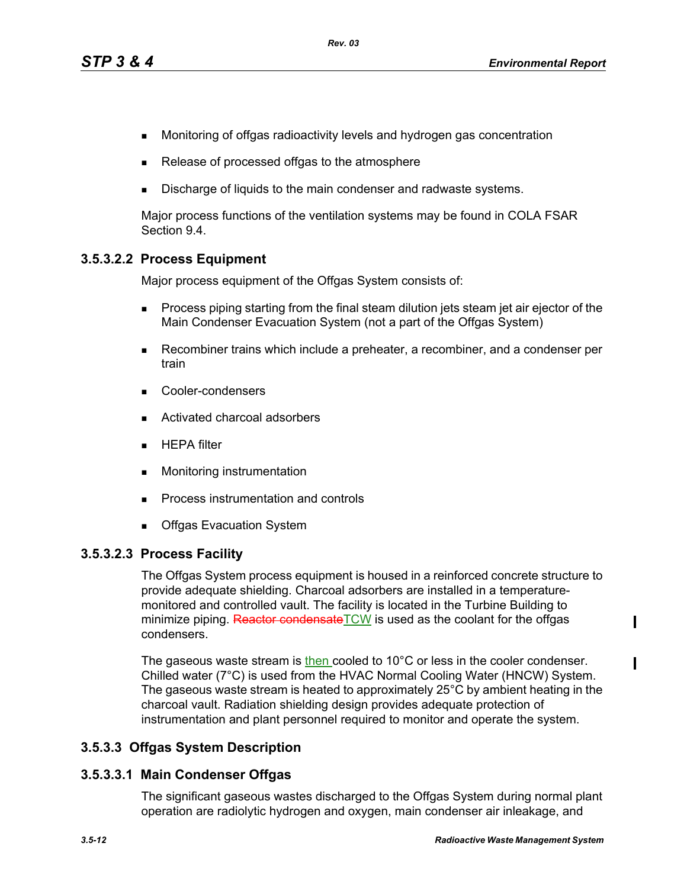- Monitoring of offgas radioactivity levels and hydrogen gas concentration
- Release of processed offgas to the atmosphere
- Discharge of liquids to the main condenser and radwaste systems.

Major process functions of the ventilation systems may be found in COLA FSAR Section 9.4.

### 3.5.3.2.2 Process Equipment

Major process equipment of the Offgas System consists of:

- Process piping starting from the final steam dilution jets steam jet air ejector of the Main Condenser Evacuation System (not a part of the Offgas System)
- Recombiner trains which include a preheater, a recombiner, and a condenser per train
- Cooler-condensers
- Activated charcoal adsorbers
- HEPA filter
- Monitoring instrumentation
- Process instrumentation and controls
- Offgas Evacuation System

### 3.5.3.2.3 Process Facility

The Offgas System process equipment is housed in a reinforced concrete structure to provide adequate shielding. Charcoal adsorbers are installed in a temperature-monitored and controlled vault. The facility is located in the Turbine Building to minimize piping. ~~Reactor condensate~~TCW is used as the coolant for the offgas condensers.

The gaseous waste stream is then cooled to 10°C or less in the cooler condenser. Chilled water (7°C) is used from the HVAC Normal Cooling Water (HNCW) System. The gaseous waste stream is heated to approximately 25°C by ambient heating in the charcoal vault. Radiation shielding design provides adequate protection of instrumentation and plant personnel required to monitor and operate the system.

## 3.5.3.3 Offgas System Description

### 3.5.3.3.1 Main Condenser Offgas

The significant gaseous wastes discharged to the Offgas System during normal plant operation are radiolytic hydrogen and oxygen, main condenser air inleakage, and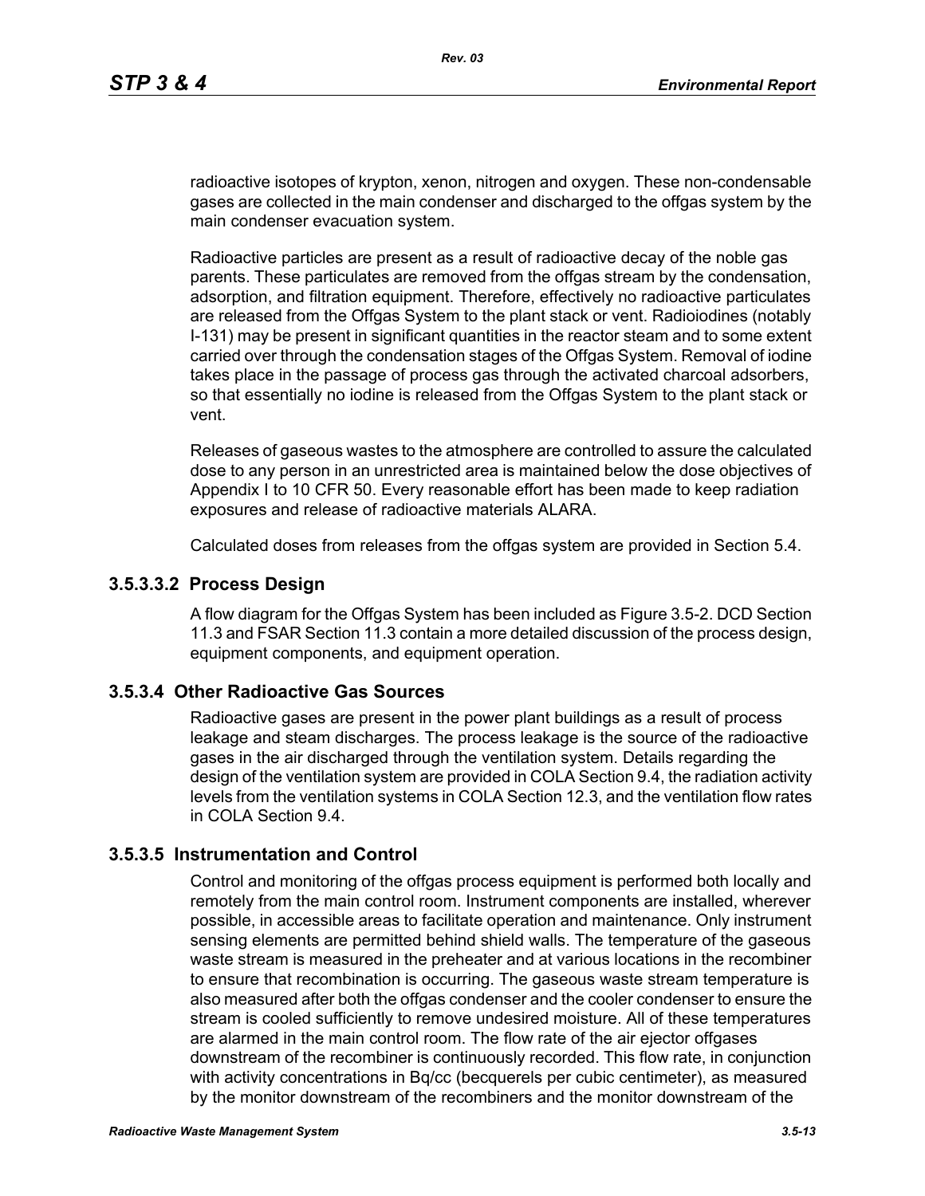radioactive isotopes of krypton, xenon, nitrogen and oxygen. These non-condensable gases are collected in the main condenser and discharged to the offgas system by the main condenser evacuation system.

Radioactive particles are present as a result of radioactive decay of the noble gas parents. These particulates are removed from the offgas stream by the condensation, adsorption, and filtration equipment. Therefore, effectively no radioactive particulates are released from the Offgas System to the plant stack or vent. Radioiodines (notably I-131) may be present in significant quantities in the reactor steam and to some extent carried over through the condensation stages of the Offgas System. Removal of iodine takes place in the passage of process gas through the activated charcoal adsorbers, so that essentially no iodine is released from the Offgas System to the plant stack or vent.

Releases of gaseous wastes to the atmosphere are controlled to assure the calculated dose to any person in an unrestricted area is maintained below the dose objectives of Appendix I to 10 CFR 50. Every reasonable effort has been made to keep radiation exposures and release of radioactive materials ALARA.

Calculated doses from releases from the offgas system are provided in Section 5.4.

### 3.5.3.3.2 Process Design

A flow diagram for the Offgas System has been included as Figure 3.5-2. DCD Section 11.3 and FSAR Section 11.3 contain a more detailed discussion of the process design, equipment components, and equipment operation.

## 3.5.3.4 Other Radioactive Gas Sources

Radioactive gases are present in the power plant buildings as a result of process leakage and steam discharges. The process leakage is the source of the radioactive gases in the air discharged through the ventilation system. Details regarding the design of the ventilation system are provided in COLA Section 9.4, the radiation activity levels from the ventilation systems in COLA Section 12.3, and the ventilation flow rates in COLA Section 9.4.

## 3.5.3.5 Instrumentation and Control

Control and monitoring of the offgas process equipment is performed both locally and remotely from the main control room. Instrument components are installed, wherever possible, in accessible areas to facilitate operation and maintenance. Only instrument sensing elements are permitted behind shield walls. The temperature of the gaseous waste stream is measured in the preheater and at various locations in the recombiner to ensure that recombination is occurring. The gaseous waste stream temperature is also measured after both the offgas condenser and the cooler condenser to ensure the stream is cooled sufficiently to remove undesired moisture. All of these temperatures are alarmed in the main control room. The flow rate of the air ejector offgases downstream of the recombiner is continuously recorded. This flow rate, in conjunction with activity concentrations in Bq/cc (becquerels per cubic centimeter), as measured by the monitor downstream of the recombiners and the monitor downstream of the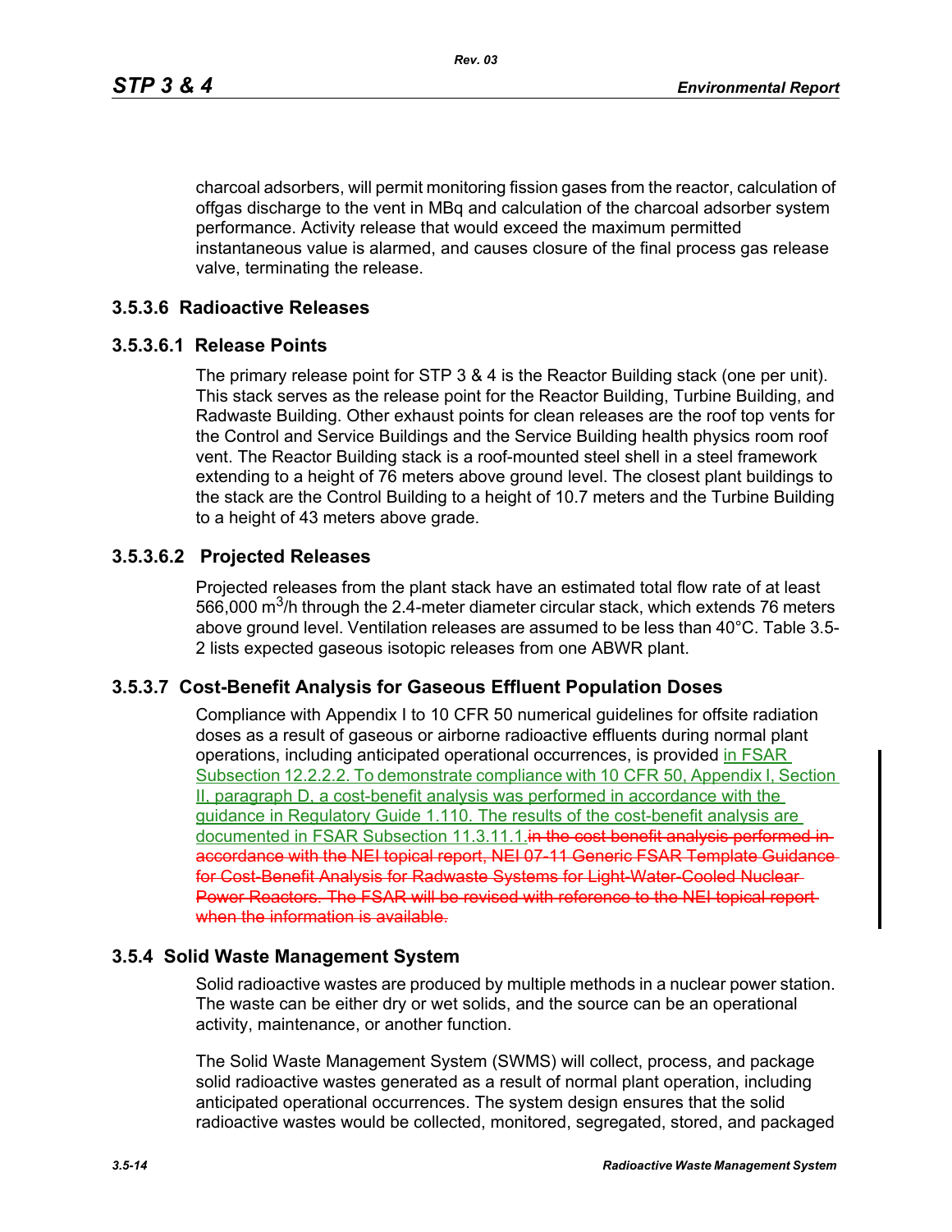charcoal adsorbers, will permit monitoring fission gases from the reactor, calculation of offgas discharge to the vent in MBq and calculation of the charcoal adsorber system performance. Activity release that would exceed the maximum permitted instantaneous value is alarmed, and causes closure of the final process gas release valve, terminating the release.

## 3.5.3.6 Radioactive Releases

### 3.5.3.6.1 Release Points

The primary release point for STP 3 & 4 is the Reactor Building stack (one per unit). This stack serves as the release point for the Reactor Building, Turbine Building, and Radwaste Building. Other exhaust points for clean releases are the roof top vents for the Control and Service Buildings and the Service Building health physics room roof vent. The Reactor Building stack is a roof-mounted steel shell in a steel framework extending to a height of 76 meters above ground level. The closest plant buildings to the stack are the Control Building to a height of 10.7 meters and the Turbine Building to a height of 43 meters above grade.

### 3.5.3.6.2 Projected Releases

Projected releases from the plant stack have an estimated total flow rate of at least 566,000 $m^3$/h through the 2.4-meter diameter circular stack, which extends 76 meters above ground level. Ventilation releases are assumed to be less than 40°C. Table 3.5-2 lists expected gaseous isotopic releases from one ABWR plant.

## 3.5.3.7 Cost-Benefit Analysis for Gaseous Effluent Population Doses

Compliance with Appendix I to 10 CFR 50 numerical guidelines for offsite radiation doses as a result of gaseous or airborne radioactive effluents during normal plant operations, including anticipated operational occurrences, is provided in FSAR Subsection 12.2.2.2. To demonstrate compliance with 10 CFR 50, Appendix I, Section II, paragraph D, a cost-benefit analysis was performed in accordance with the guidance in Regulatory Guide 1.110. The results of the cost-benefit analysis are documented in FSAR Subsection 11.3.11.1.~~in the cost benefit analysis performed in accordance with the NEI topical report, NEI 07-11 Generic FSAR Template Guidance for Cost-Benefit Analysis for Radwaste Systems for Light-Water-Cooled Nuclear Power Reactors. The FSAR will be revised with reference to the NEI topical report when the information is available.~~

## 3.5.4 Solid Waste Management System

Solid radioactive wastes are produced by multiple methods in a nuclear power station. The waste can be either dry or wet solids, and the source can be an operational activity, maintenance, or another function.

The Solid Waste Management System (SWMS) will collect, process, and package solid radioactive wastes generated as a result of normal plant operation, including anticipated operational occurrences. The system design ensures that the solid radioactive wastes would be collected, monitored, segregated, stored, and packaged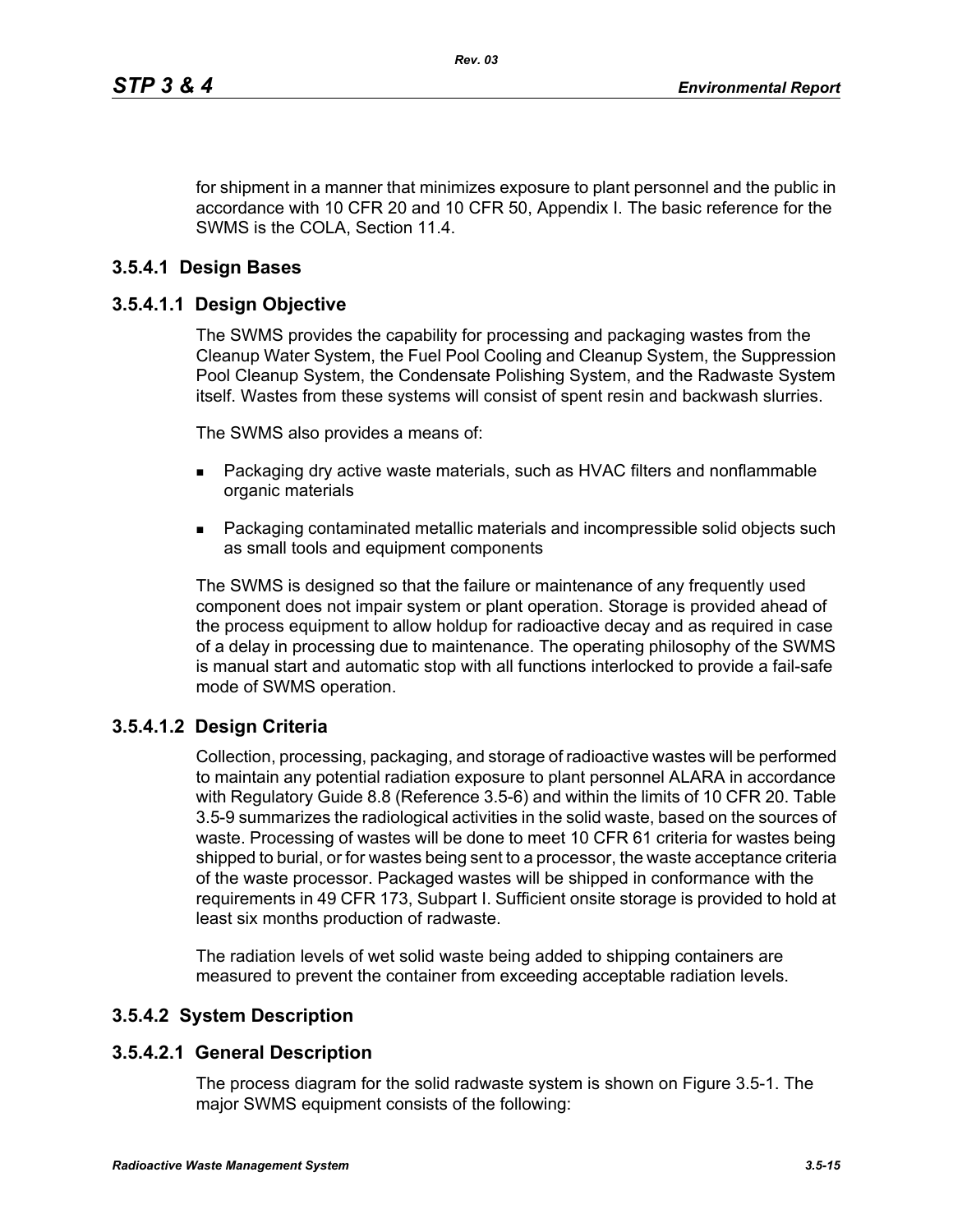for shipment in a manner that minimizes exposure to plant personnel and the public in accordance with 10 CFR 20 and 10 CFR 50, Appendix I. The basic reference for the SWMS is the COLA, Section 11.4.

### 3.5.4.1 Design Bases

#### 3.5.4.1.1 Design Objective

The SWMS provides the capability for processing and packaging wastes from the Cleanup Water System, the Fuel Pool Cooling and Cleanup System, the Suppression Pool Cleanup System, the Condensate Polishing System, and the Radwaste System itself. Wastes from these systems will consist of spent resin and backwash slurries.

The SWMS also provides a means of:

- Packaging dry active waste materials, such as HVAC filters and nonflammable organic materials
- Packaging contaminated metallic materials and incompressible solid objects such as small tools and equipment components

The SWMS is designed so that the failure or maintenance of any frequently used component does not impair system or plant operation. Storage is provided ahead of the process equipment to allow holdup for radioactive decay and as required in case of a delay in processing due to maintenance. The operating philosophy of the SWMS is manual start and automatic stop with all functions interlocked to provide a fail-safe mode of SWMS operation.

#### 3.5.4.1.2 Design Criteria

Collection, processing, packaging, and storage of radioactive wastes will be performed to maintain any potential radiation exposure to plant personnel ALARA in accordance with Regulatory Guide 8.8 (Reference 3.5-6) and within the limits of 10 CFR 20. Table 3.5-9 summarizes the radiological activities in the solid waste, based on the sources of waste. Processing of wastes will be done to meet 10 CFR 61 criteria for wastes being shipped to burial, or for wastes being sent to a processor, the waste acceptance criteria of the waste processor. Packaged wastes will be shipped in conformance with the requirements in 49 CFR 173, Subpart I. Sufficient onsite storage is provided to hold at least six months production of radwaste.

The radiation levels of wet solid waste being added to shipping containers are measured to prevent the container from exceeding acceptable radiation levels.

### 3.5.4.2 System Description

#### 3.5.4.2.1 General Description

The process diagram for the solid radwaste system is shown on Figure 3.5-1. The major SWMS equipment consists of the following: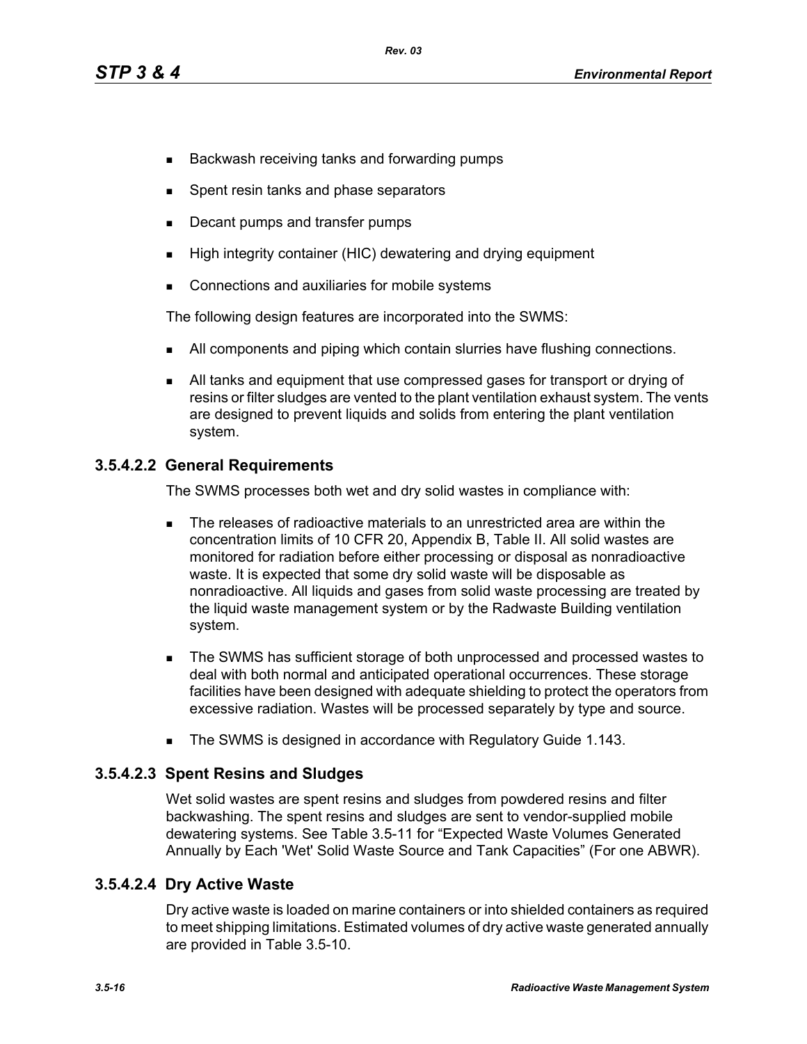- Backwash receiving tanks and forwarding pumps
- Spent resin tanks and phase separators
- Decant pumps and transfer pumps
- High integrity container (HIC) dewatering and drying equipment
- Connections and auxiliaries for mobile systems

The following design features are incorporated into the SWMS:

- All components and piping which contain slurries have flushing connections.
- All tanks and equipment that use compressed gases for transport or drying of resins or filter sludges are vented to the plant ventilation exhaust system. The vents are designed to prevent liquids and solids from entering the plant ventilation system.

### 3.5.4.2.2 General Requirements

The SWMS processes both wet and dry solid wastes in compliance with:

- The releases of radioactive materials to an unrestricted area are within the concentration limits of 10 CFR 20, Appendix B, Table II. All solid wastes are monitored for radiation before either processing or disposal as nonradioactive waste. It is expected that some dry solid waste will be disposable as nonradioactive. All liquids and gases from solid waste processing are treated by the liquid waste management system or by the Radwaste Building ventilation system.
- The SWMS has sufficient storage of both unprocessed and processed wastes to deal with both normal and anticipated operational occurrences. These storage facilities have been designed with adequate shielding to protect the operators from excessive radiation. Wastes will be processed separately by type and source.
- The SWMS is designed in accordance with Regulatory Guide 1.143.

### 3.5.4.2.3 Spent Resins and Sludges

Wet solid wastes are spent resins and sludges from powdered resins and filter backwashing. The spent resins and sludges are sent to vendor-supplied mobile dewatering systems. See Table 3.5-11 for “Expected Waste Volumes Generated Annually by Each 'Wet' Solid Waste Source and Tank Capacities” (For one ABWR).

### 3.5.4.2.4 Dry Active Waste

Dry active waste is loaded on marine containers or into shielded containers as required to meet shipping limitations. Estimated volumes of dry active waste generated annually are provided in Table 3.5-10.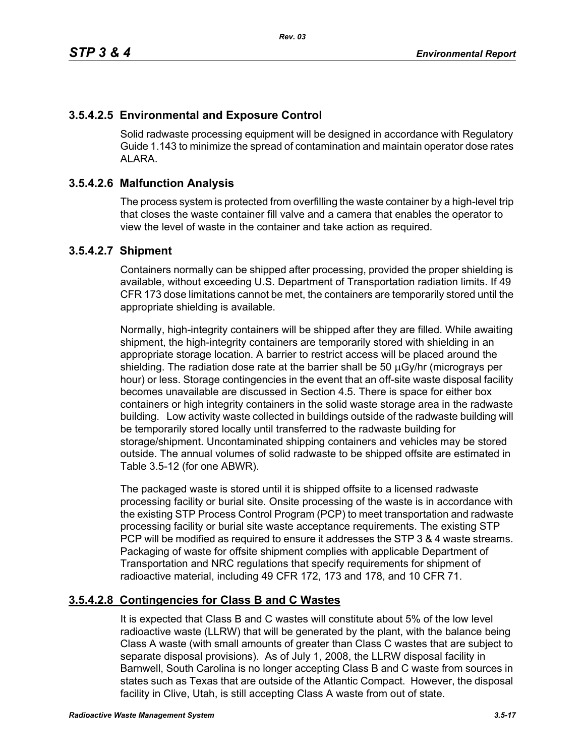### 3.5.4.2.5 Environmental and Exposure Control

Solid radwaste processing equipment will be designed in accordance with Regulatory Guide 1.143 to minimize the spread of contamination and maintain operator dose rates ALARA.

### 3.5.4.2.6 Malfunction Analysis

The process system is protected from overfilling the waste container by a high-level trip that closes the waste container fill valve and a camera that enables the operator to view the level of waste in the container and take action as required.

### 3.5.4.2.7 Shipment

Containers normally can be shipped after processing, provided the proper shielding is available, without exceeding U.S. Department of Transportation radiation limits. If 49 CFR 173 dose limitations cannot be met, the containers are temporarily stored until the appropriate shielding is available.

Normally, high-integrity containers will be shipped after they are filled. While awaiting shipment, the high-integrity containers are temporarily stored with shielding in an appropriate storage location. A barrier to restrict access will be placed around the shielding. The radiation dose rate at the barrier shall be 50 $\mu$Gy/hr (micrograys per hour) or less. Storage contingencies in the event that an off-site waste disposal facility becomes unavailable are discussed in Section 4.5. There is space for either box containers or high integrity containers in the solid waste storage area in the radwaste building. Low activity waste collected in buildings outside of the radwaste building will be temporarily stored locally until transferred to the radwaste building for storage/shipment. Uncontaminated shipping containers and vehicles may be stored outside. The annual volumes of solid radwaste to be shipped offsite are estimated in Table 3.5-12 (for one ABWR).

The packaged waste is stored until it is shipped offsite to a licensed radwaste processing facility or burial site. Onsite processing of the waste is in accordance with the existing STP Process Control Program (PCP) to meet transportation and radwaste processing facility or burial site waste acceptance requirements. The existing STP PCP will be modified as required to ensure it addresses the STP 3 & 4 waste streams. Packaging of waste for offsite shipment complies with applicable Department of Transportation and NRC regulations that specify requirements for shipment of radioactive material, including 49 CFR 172, 173 and 178, and 10 CFR 71.

### 3.5.4.2.8 Contingencies for Class B and C Wastes

It is expected that Class B and C wastes will constitute about 5% of the low level radioactive waste (LLRW) that will be generated by the plant, with the balance being Class A waste (with small amounts of greater than Class C wastes that are subject to separate disposal provisions). As of July 1, 2008, the LLRW disposal facility in Barnwell, South Carolina is no longer accepting Class B and C waste from sources in states such as Texas that are outside of the Atlantic Compact. However, the disposal facility in Clive, Utah, is still accepting Class A waste from out of state.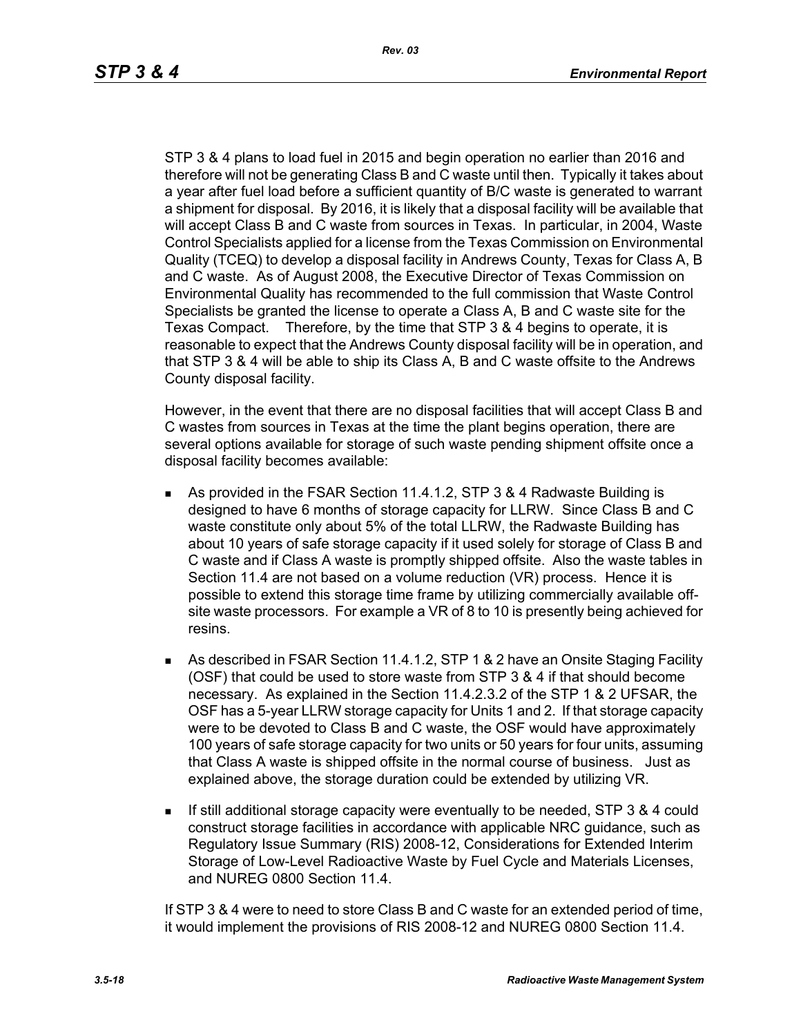STP 3 & 4 plans to load fuel in 2015 and begin operation no earlier than 2016 and therefore will not be generating Class B and C waste until then. Typically it takes about a year after fuel load before a sufficient quantity of B/C waste is generated to warrant a shipment for disposal. By 2016, it is likely that a disposal facility will be available that will accept Class B and C waste from sources in Texas. In particular, in 2004, Waste Control Specialists applied for a license from the Texas Commission on Environmental Quality (TCEQ) to develop a disposal facility in Andrews County, Texas for Class A, B and C waste. As of August 2008, the Executive Director of Texas Commission on Environmental Quality has recommended to the full commission that Waste Control Specialists be granted the license to operate a Class A, B and C waste site for the Texas Compact. Therefore, by the time that STP 3 & 4 begins to operate, it is reasonable to expect that the Andrews County disposal facility will be in operation, and that STP 3 & 4 will be able to ship its Class A, B and C waste offsite to the Andrews County disposal facility.

However, in the event that there are no disposal facilities that will accept Class B and C wastes from sources in Texas at the time the plant begins operation, there are several options available for storage of such waste pending shipment offsite once a disposal facility becomes available:

- As provided in the FSAR Section 11.4.1.2, STP 3 & 4 Radwaste Building is designed to have 6 months of storage capacity for LLRW. Since Class B and C waste constitute only about 5% of the total LLRW, the Radwaste Building has about 10 years of safe storage capacity if it used solely for storage of Class B and C waste and if Class A waste is promptly shipped offsite. Also the waste tables in Section 11.4 are not based on a volume reduction (VR) process. Hence it is possible to extend this storage time frame by utilizing commercially available off-site waste processors. For example a VR of 8 to 10 is presently being achieved for resins.
- As described in FSAR Section 11.4.1.2, STP 1 & 2 have an Onsite Staging Facility (OSF) that could be used to store waste from STP 3 & 4 if that should become necessary. As explained in the Section 11.4.2.3.2 of the STP 1 & 2 UFSAR, the OSF has a 5-year LLRW storage capacity for Units 1 and 2. If that storage capacity were to be devoted to Class B and C waste, the OSF would have approximately 100 years of safe storage capacity for two units or 50 years for four units, assuming that Class A waste is shipped offsite in the normal course of business. Just as explained above, the storage duration could be extended by utilizing VR.
- If still additional storage capacity were eventually to be needed, STP 3 & 4 could construct storage facilities in accordance with applicable NRC guidance, such as Regulatory Issue Summary (RIS) 2008-12, Considerations for Extended Interim Storage of Low-Level Radioactive Waste by Fuel Cycle and Materials Licenses, and NUREG 0800 Section 11.4.

If STP 3 & 4 were to need to store Class B and C waste for an extended period of time, it would implement the provisions of RIS 2008-12 and NUREG 0800 Section 11.4.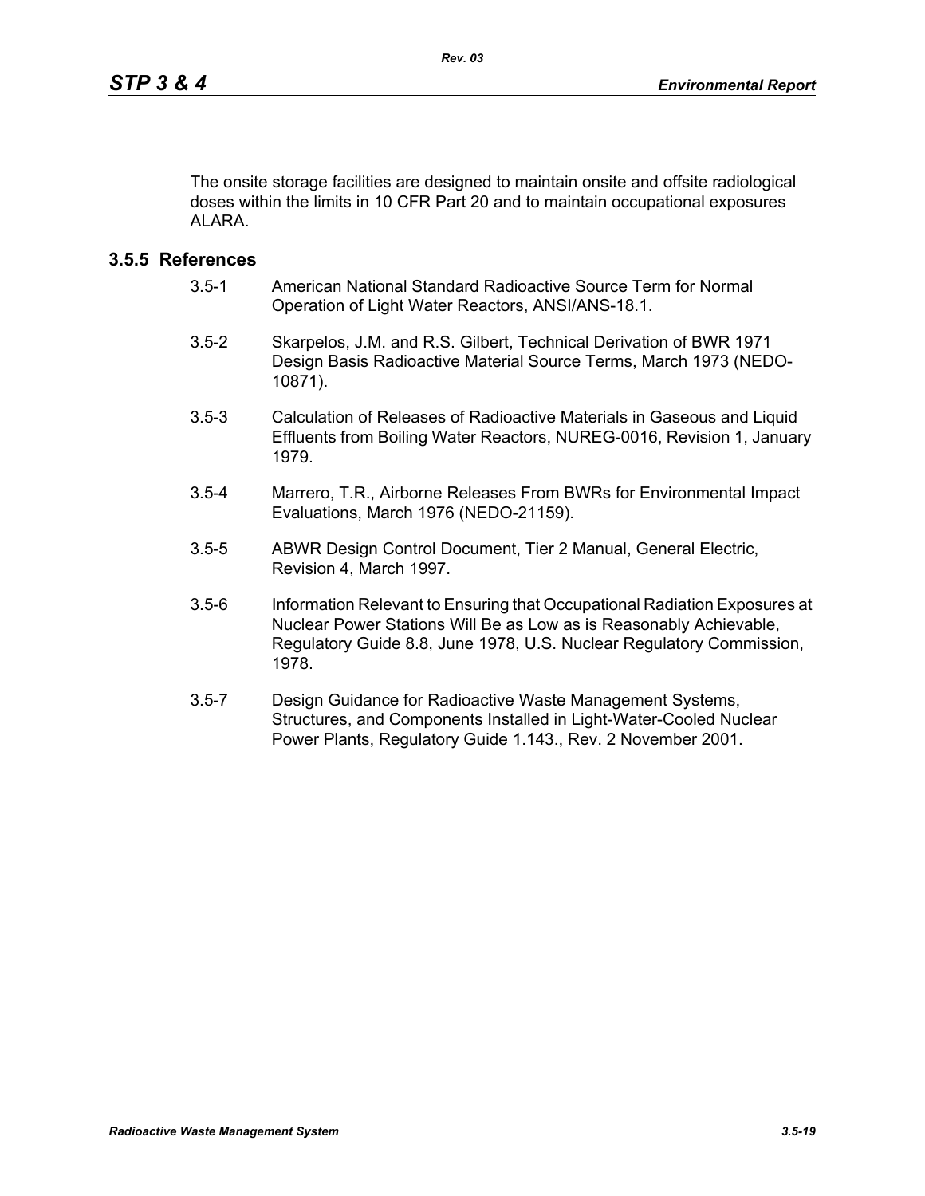The onsite storage facilities are designed to maintain onsite and offsite radiological doses within the limits in 10 CFR Part 20 and to maintain occupational exposures ALARA.

### 3.5.5 References

3.5-1 American National Standard Radioactive Source Term for Normal Operation of Light Water Reactors, ANSI/ANS-18.1.

3.5-2 Skarpelos, J.M. and R.S. Gilbert, Technical Derivation of BWR 1971 Design Basis Radioactive Material Source Terms, March 1973 (NEDO-10871).

3.5-3 Calculation of Releases of Radioactive Materials in Gaseous and Liquid Effluents from Boiling Water Reactors, NUREG-0016, Revision 1, January 1979.

3.5-4 Marrero, T.R., Airborne Releases From BWRs for Environmental Impact Evaluations, March 1976 (NEDO-21159).

3.5-5 ABWR Design Control Document, Tier 2 Manual, General Electric, Revision 4, March 1997.

3.5-6 Information Relevant to Ensuring that Occupational Radiation Exposures at Nuclear Power Stations Will Be as Low as is Reasonably Achievable, Regulatory Guide 8.8, June 1978, U.S. Nuclear Regulatory Commission, 1978.

3.5-7 Design Guidance for Radioactive Waste Management Systems, Structures, and Components Installed in Light-Water-Cooled Nuclear Power Plants, Regulatory Guide 1.143., Rev. 2 November 2001.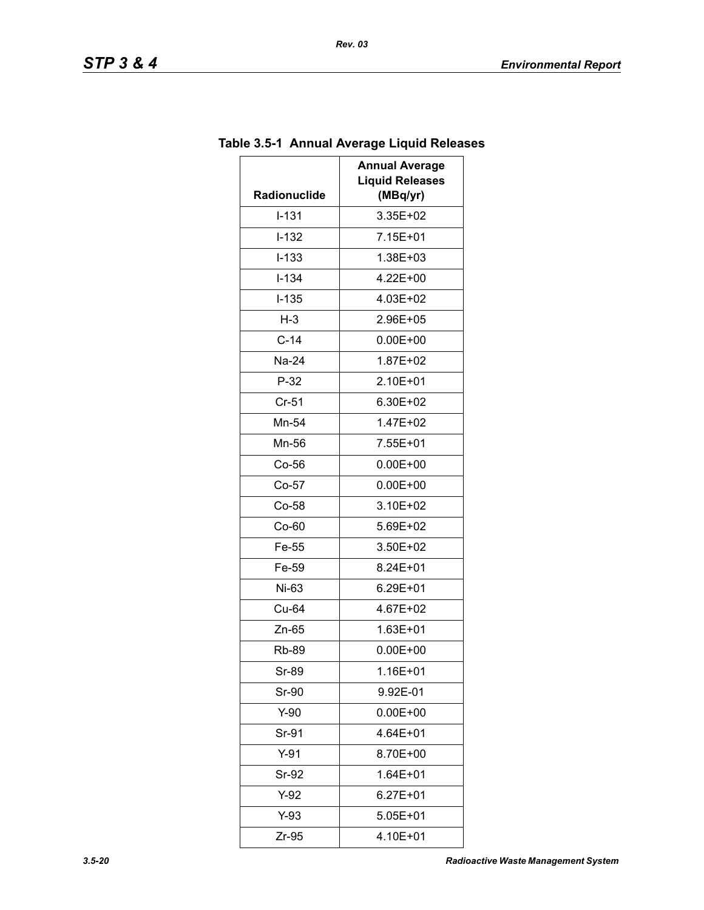### Table 3.5-1 Annual Average Liquid Releases

| Radionuclide | Annual Average Liquid Releases (MBq/yr) |
|---|---|
| I-131 | 3.35E+02 |
| I-132 | 7.15E+01 |
| I-133 | 1.38E+03 |
| I-134 | 4.22E+00 |
| I-135 | 4.03E+02 |
| H-3 | 2.96E+05 |
| C-14 | 0.00E+00 |
| Na-24 | 1.87E+02 |
| P-32 | 2.10E+01 |
| Cr-51 | 6.30E+02 |
| Mn-54 | 1.47E+02 |
| Mn-56 | 7.55E+01 |
| Co-56 | 0.00E+00 |
| Co-57 | 0.00E+00 |
| Co-58 | 3.10E+02 |
| Co-60 | 5.69E+02 |
| Fe-55 | 3.50E+02 |
| Fe-59 | 8.24E+01 |
| Ni-63 | 6.29E+01 |
| Cu-64 | 4.67E+02 |
| Zn-65 | 1.63E+01 |
| Rb-89 | 0.00E+00 |
| Sr-89 | 1.16E+01 |
| Sr-90 | 9.92E-01 |
| Y-90 | 0.00E+00 |
| Sr-91 | 4.64E+01 |
| Y-91 | 8.70E+00 |
| Sr-92 | 1.64E+01 |
| Y-92 | 6.27E+01 |
| Y-93 | 5.05E+01 |
| Zr-95 | 4.10E+01 |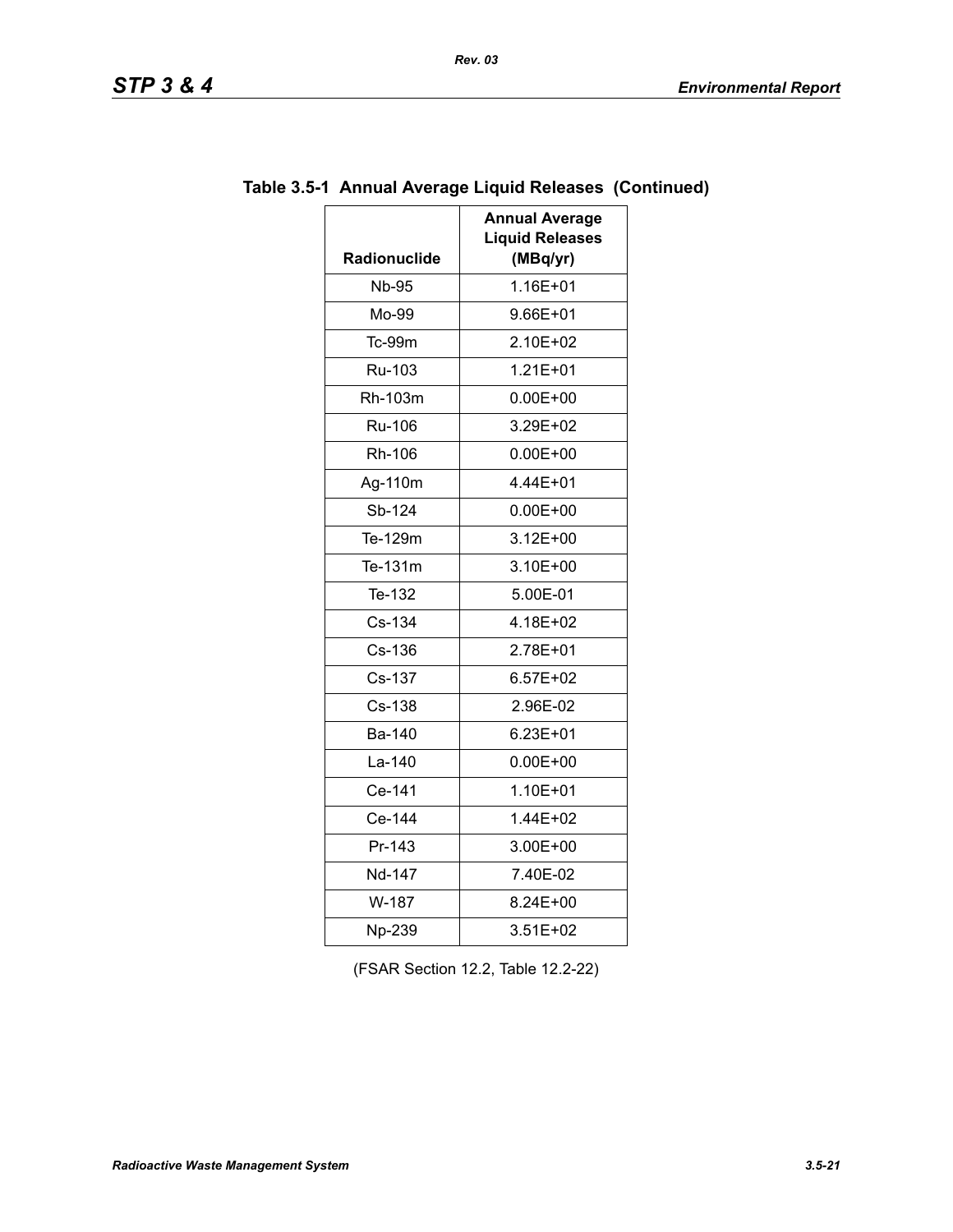## Table 3.5-1 Annual Average Liquid Releases (Continued)

| Radionuclide | Annual Average Liquid Releases (MBq/yr) |
|---|---|
| Nb-95 | 1.16E+01 |
| Mo-99 | 9.66E+01 |
| Tc-99m | 2.10E+02 |
| Ru-103 | 1.21E+01 |
| Rh-103m | 0.00E+00 |
| Ru-106 | 3.29E+02 |
| Rh-106 | 0.00E+00 |
| Ag-110m | 4.44E+01 |
| Sb-124 | 0.00E+00 |
| Te-129m | 3.12E+00 |
| Te-131m | 3.10E+00 |
| Te-132 | 5.00E-01 |
| Cs-134 | 4.18E+02 |
| Cs-136 | 2.78E+01 |
| Cs-137 | 6.57E+02 |
| Cs-138 | 2.96E-02 |
| Ba-140 | 6.23E+01 |
| La-140 | 0.00E+00 |
| Ce-141 | 1.10E+01 |
| Ce-144 | 1.44E+02 |
| Pr-143 | 3.00E+00 |
| Nd-147 | 7.40E-02 |
| W-187 | 8.24E+00 |
| Np-239 | 3.51E+02 |

(FSAR Section 12.2, Table 12.2-22)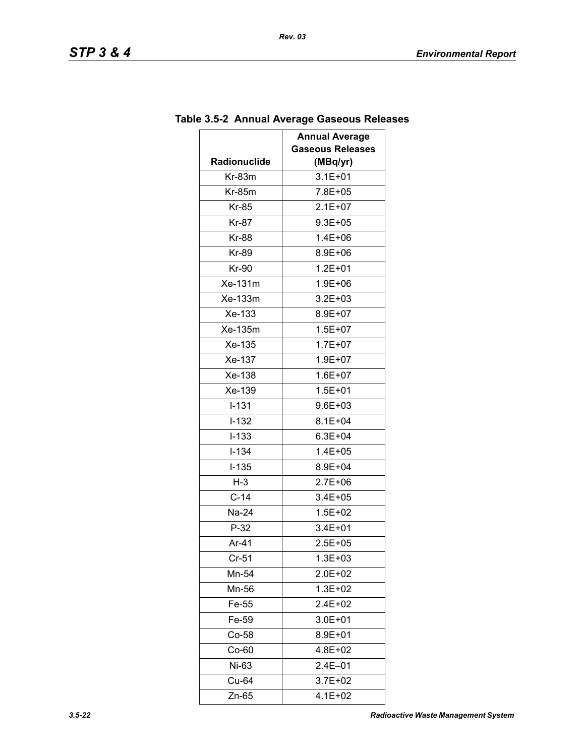## Table 3.5-2 Annual Average Gaseous Releases

| Radionuclide | Annual Average Gaseous Releases (MBq/yr) |
|---|---|
| Kr-83m | 3.1E+01 |
| Kr-85m | 7.8E+05 |
| Kr-85 | 2.1E+07 |
| Kr-87 | 9.3E+05 |
| Kr-88 | 1.4E+06 |
| Kr-89 | 8.9E+06 |
| Kr-90 | 1.2E+01 |
| Xe-131m | 1.9E+06 |
| Xe-133m | 3.2E+03 |
| Xe-133 | 8.9E+07 |
| Xe-135m | 1.5E+07 |
| Xe-135 | 1.7E+07 |
| Xe-137 | 1.9E+07 |
| Xe-138 | 1.6E+07 |
| Xe-139 | 1.5E+01 |
| I-131 | 9.6E+03 |
| I-132 | 8.1E+04 |
| I-133 | 6.3E+04 |
| I-134 | 1.4E+05 |
| I-135 | 8.9E+04 |
| H-3 | 2.7E+06 |
| C-14 | 3.4E+05 |
| Na-24 | 1.5E+02 |
| P-32 | 3.4E+01 |
| Ar-41 | 2.5E+05 |
| Cr-51 | 1.3E+03 |
| Mn-54 | 2.0E+02 |
| Mn-56 | 1.3E+02 |
| Fe-55 | 2.4E+02 |
| Fe-59 | 3.0E+01 |
| Co-58 | 8.9E+01 |
| Co-60 | 4.8E+02 |
| Ni-63 | 2.4E–01 |
| Cu-64 | 3.7E+02 |
| Zn-65 | 4.1E+02 |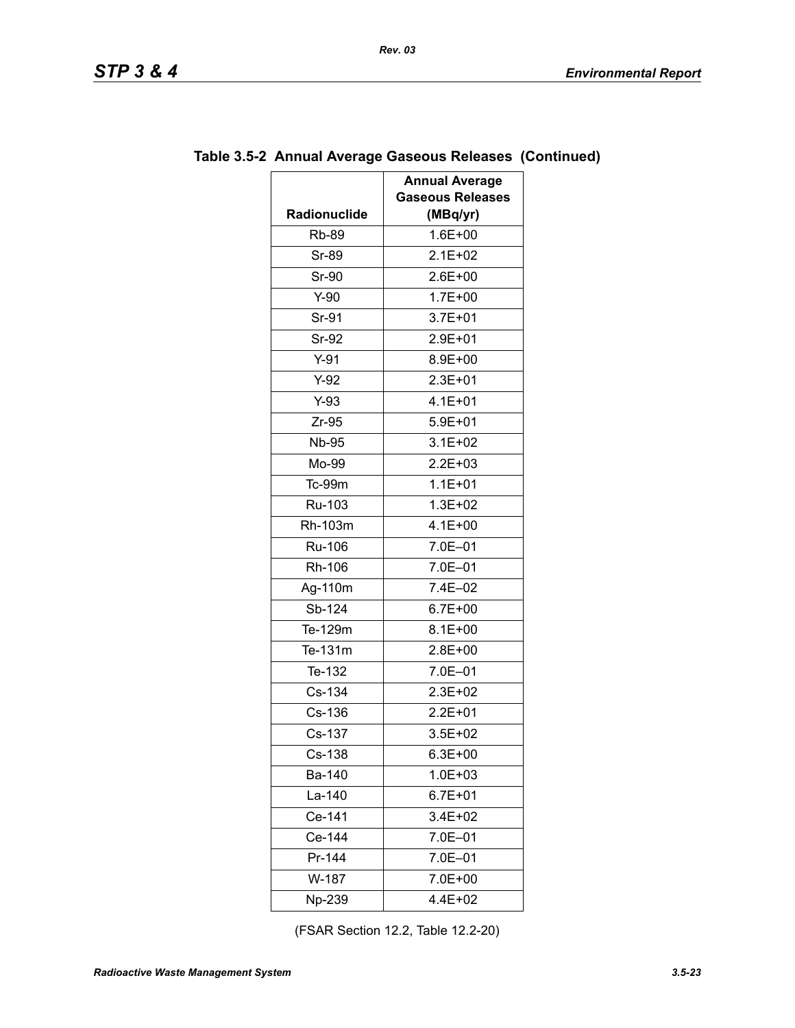**Table 3.5-2 Annual Average Gaseous Releases (Continued)**

| Radionuclide | Annual Average Gaseous Releases (MBq/yr) |
|---|---|
| Rb-89 | 1.6E+00 |
| Sr-89 | 2.1E+02 |
| Sr-90 | 2.6E+00 |
| Y-90 | 1.7E+00 |
| Sr-91 | 3.7E+01 |
| Sr-92 | 2.9E+01 |
| Y-91 | 8.9E+00 |
| Y-92 | 2.3E+01 |
| Y-93 | 4.1E+01 |
| Zr-95 | 5.9E+01 |
| Nb-95 | 3.1E+02 |
| Mo-99 | 2.2E+03 |
| Tc-99m | 1.1E+01 |
| Ru-103 | 1.3E+02 |
| Rh-103m | 4.1E+00 |
| Ru-106 | 7.0E–01 |
| Rh-106 | 7.0E–01 |
| Ag-110m | 7.4E–02 |
| Sb-124 | 6.7E+00 |
| Te-129m | 8.1E+00 |
| Te-131m | 2.8E+00 |
| Te-132 | 7.0E–01 |
| Cs-134 | 2.3E+02 |
| Cs-136 | 2.2E+01 |
| Cs-137 | 3.5E+02 |
| Cs-138 | 6.3E+00 |
| Ba-140 | 1.0E+03 |
| La-140 | 6.7E+01 |
| Ce-141 | 3.4E+02 |
| Ce-144 | 7.0E–01 |
| Pr-144 | 7.0E–01 |
| W-187 | 7.0E+00 |
| Np-239 | 4.4E+02 |

(FSAR Section 12.2, Table 12.2-20)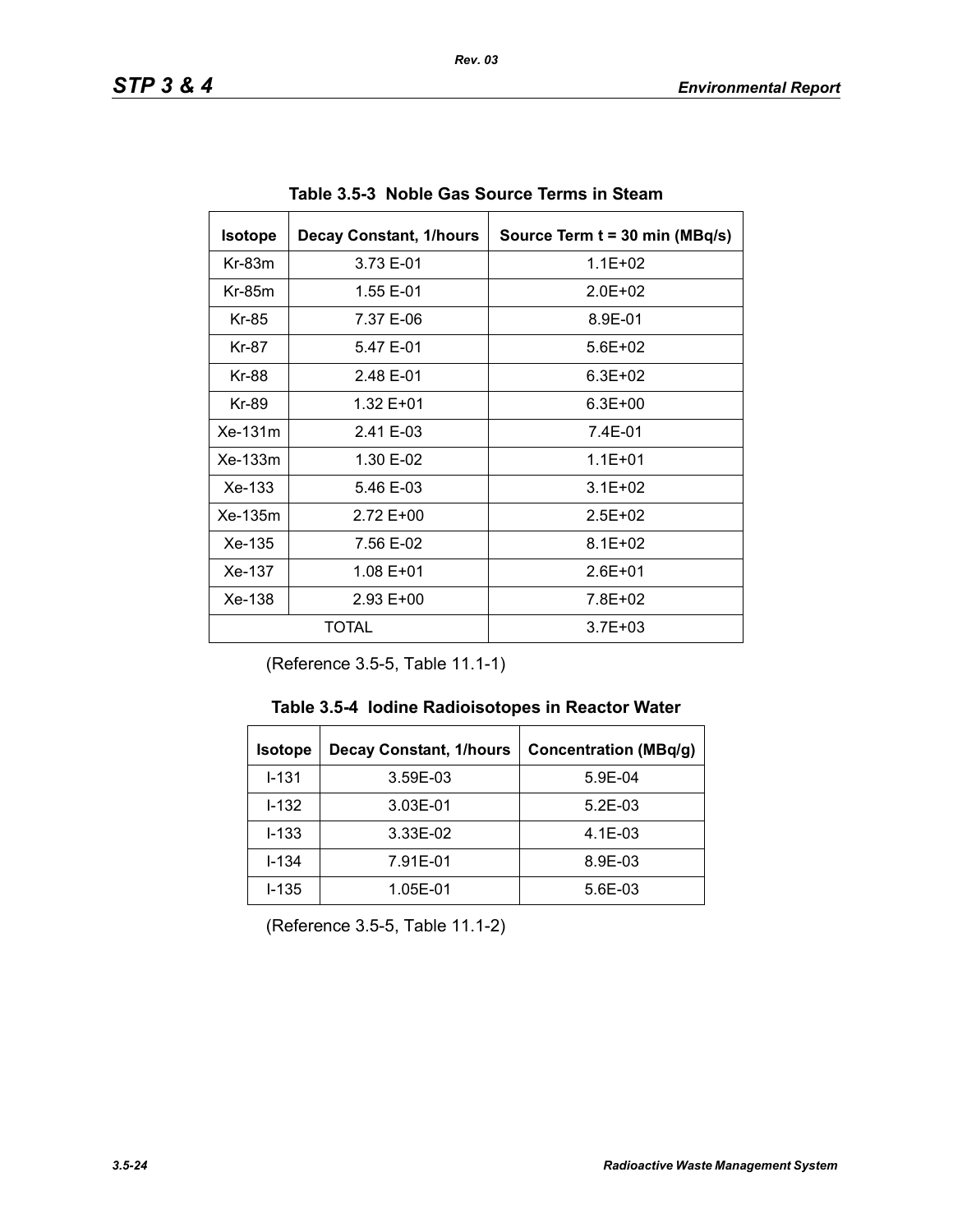**Table 3.5-3 Noble Gas Source Terms in Steam**

| Isotope | Decay Constant, 1/hours | Source Term t = 30 min (MBq/s) |
|---|---|---|
| Kr-83m | 3.73 E-01 | 1.1E+02 |
| Kr-85m | 1.55 E-01 | 2.0E+02 |
| Kr-85 | 7.37 E-06 | 8.9E-01 |
| Kr-87 | 5.47 E-01 | 5.6E+02 |
| Kr-88 | 2.48 E-01 | 6.3E+02 |
| Kr-89 | 1.32 E+01 | 6.3E+00 |
| Xe-131m | 2.41 E-03 | 7.4E-01 |
| Xe-133m | 1.30 E-02 | 1.1E+01 |
| Xe-133 | 5.46 E-03 | 3.1E+02 |
| Xe-135m | 2.72 E+00 | 2.5E+02 |
| Xe-135 | 7.56 E-02 | 8.1E+02 |
| Xe-137 | 1.08 E+01 | 2.6E+01 |
| Xe-138 | 2.93 E+00 | 7.8E+02 |
| TOTAL | | 3.7E+03 |

(Reference 3.5-5, Table 11.1-1)

**Table 3.5-4 Iodine Radioisotopes in Reactor Water**

| Isotope | Decay Constant, 1/hours | Concentration (MBq/g) |
|---|---|---|
| I-131 | 3.59E-03 | 5.9E-04 |
| I-132 | 3.03E-01 | 5.2E-03 |
| I-133 | 3.33E-02 | 4.1E-03 |
| I-134 | 7.91E-01 | 8.9E-03 |
| I-135 | 1.05E-01 | 5.6E-03 |

(Reference 3.5-5, Table 11.1-2)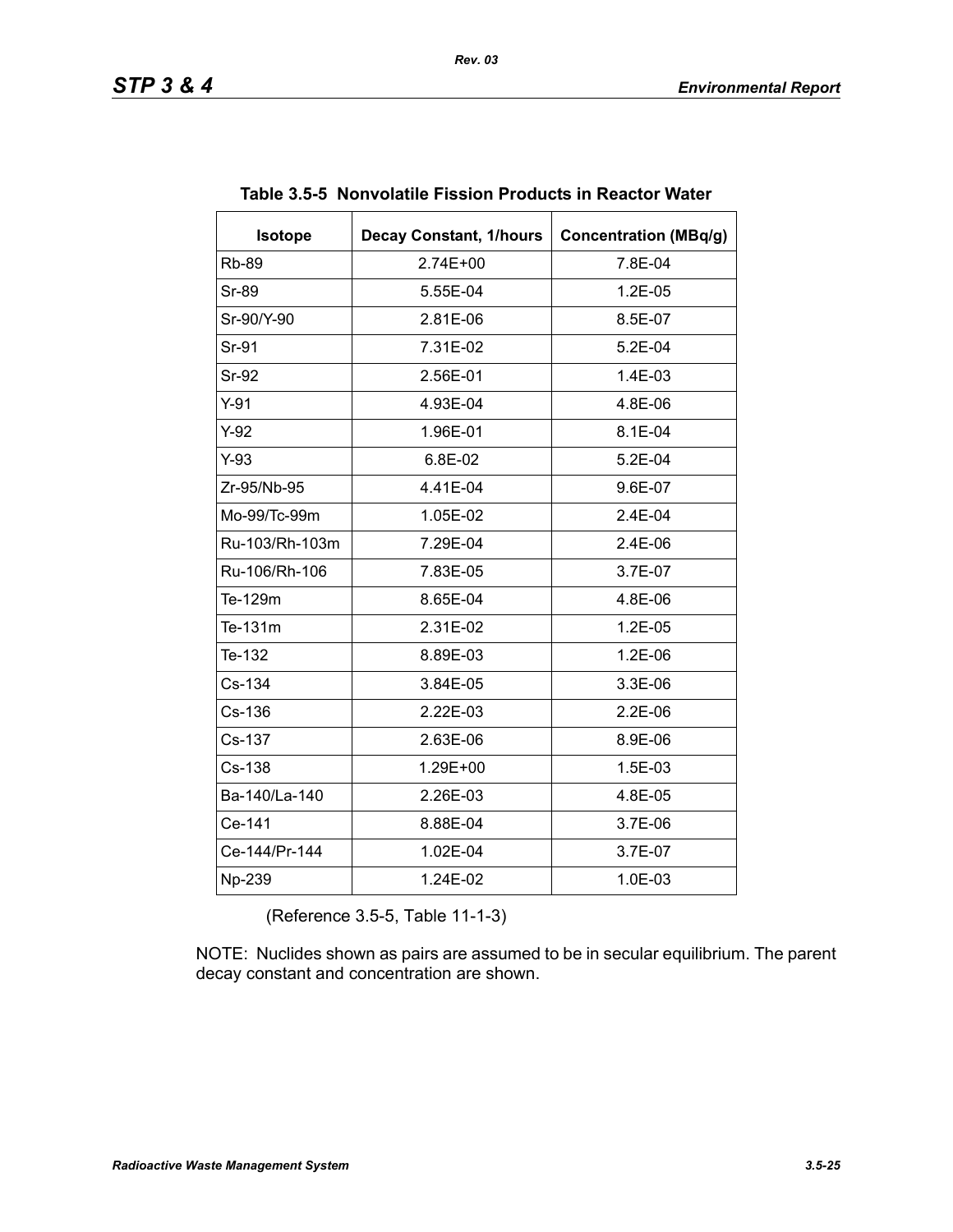**Table 3.5-5 Nonvolatile Fission Products in Reactor Water**

| Isotope | Decay Constant, 1/hours | Concentration (MBq/g) |
|---|---|---|
| Rb-89 | 2.74E+00 | 7.8E-04 |
| Sr-89 | 5.55E-04 | 1.2E-05 |
| Sr-90/Y-90 | 2.81E-06 | 8.5E-07 |
| Sr-91 | 7.31E-02 | 5.2E-04 |
| Sr-92 | 2.56E-01 | 1.4E-03 |
| Y-91 | 4.93E-04 | 4.8E-06 |
| Y-92 | 1.96E-01 | 8.1E-04 |
| Y-93 | 6.8E-02 | 5.2E-04 |
| Zr-95/Nb-95 | 4.41E-04 | 9.6E-07 |
| Mo-99/Tc-99m | 1.05E-02 | 2.4E-04 |
| Ru-103/Rh-103m | 7.29E-04 | 2.4E-06 |
| Ru-106/Rh-106 | 7.83E-05 | 3.7E-07 |
| Te-129m | 8.65E-04 | 4.8E-06 |
| Te-131m | 2.31E-02 | 1.2E-05 |
| Te-132 | 8.89E-03 | 1.2E-06 |
| Cs-134 | 3.84E-05 | 3.3E-06 |
| Cs-136 | 2.22E-03 | 2.2E-06 |
| Cs-137 | 2.63E-06 | 8.9E-06 |
| Cs-138 | 1.29E+00 | 1.5E-03 |
| Ba-140/La-140 | 2.26E-03 | 4.8E-05 |
| Ce-141 | 8.88E-04 | 3.7E-06 |
| Ce-144/Pr-144 | 1.02E-04 | 3.7E-07 |
| Np-239 | 1.24E-02 | 1.0E-03 |

(Reference 3.5-5, Table 11-1-3)

NOTE: Nuclides shown as pairs are assumed to be in secular equilibrium. The parent decay constant and concentration are shown.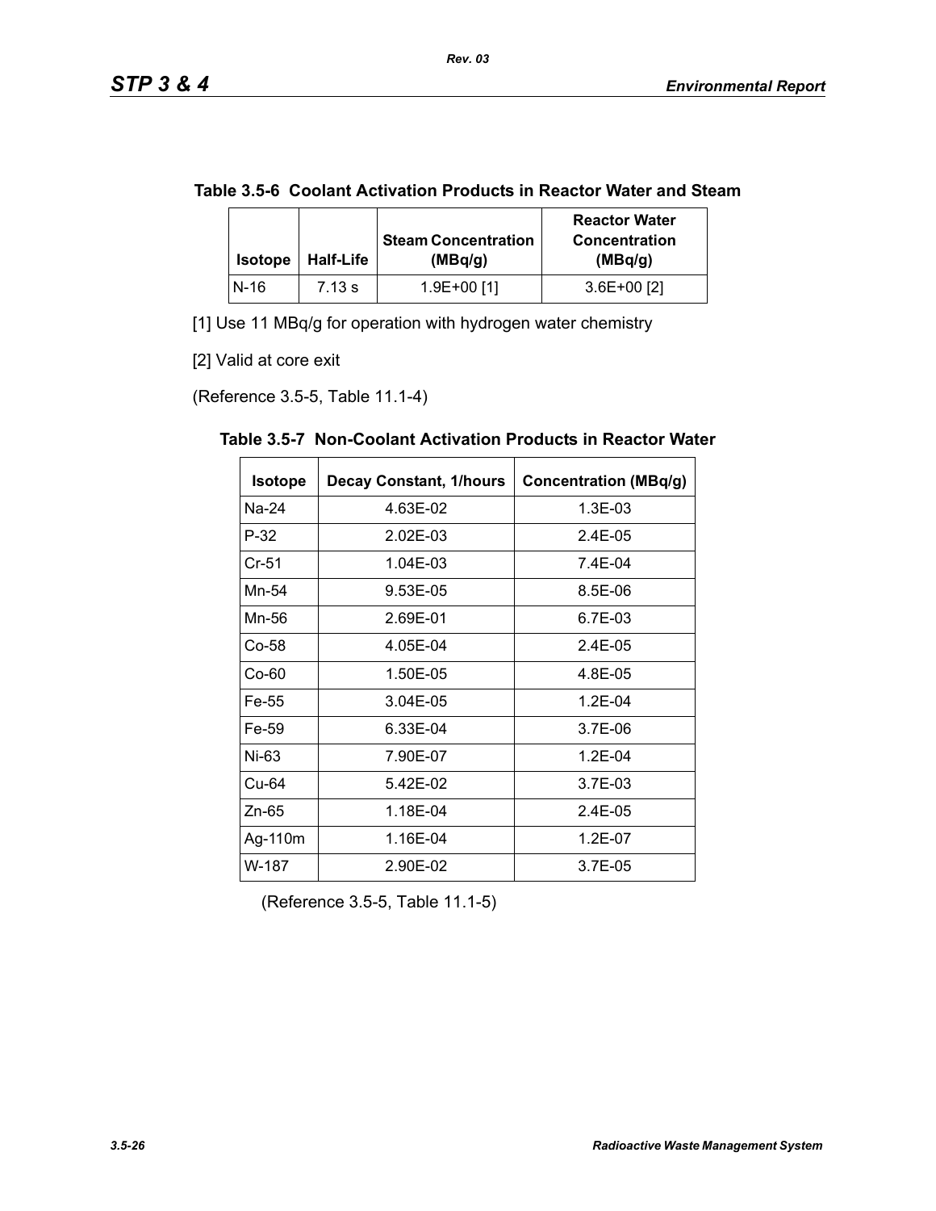**Table 3.5-6 Coolant Activation Products in Reactor Water and Steam**

| Isotope | Half-Life | Steam Concentration (MBq/g) | Reactor Water Concentration (MBq/g) |
|---|---|---|---|
| N-16 | 7.13 s | 1.9E+00 [1] | 3.6E+00 [2] |

[1] Use 11 MBq/g for operation with hydrogen water chemistry

[2] Valid at core exit

(Reference 3.5-5, Table 11.1-4)

**Table 3.5-7 Non-Coolant Activation Products in Reactor Water**

| Isotope | Decay Constant, 1/hours | Concentration (MBq/g) |
|---|---|---|
| Na-24 | 4.63E-02 | 1.3E-03 |
| P-32 | 2.02E-03 | 2.4E-05 |
| Cr-51 | 1.04E-03 | 7.4E-04 |
| Mn-54 | 9.53E-05 | 8.5E-06 |
| Mn-56 | 2.69E-01 | 6.7E-03 |
| Co-58 | 4.05E-04 | 2.4E-05 |
| Co-60 | 1.50E-05 | 4.8E-05 |
| Fe-55 | 3.04E-05 | 1.2E-04 |
| Fe-59 | 6.33E-04 | 3.7E-06 |
| Ni-63 | 7.90E-07 | 1.2E-04 |
| Cu-64 | 5.42E-02 | 3.7E-03 |
| Zn-65 | 1.18E-04 | 2.4E-05 |
| Ag-110m | 1.16E-04 | 1.2E-07 |
| W-187 | 2.90E-02 | 3.7E-05 |

(Reference 3.5-5, Table 11.1-5)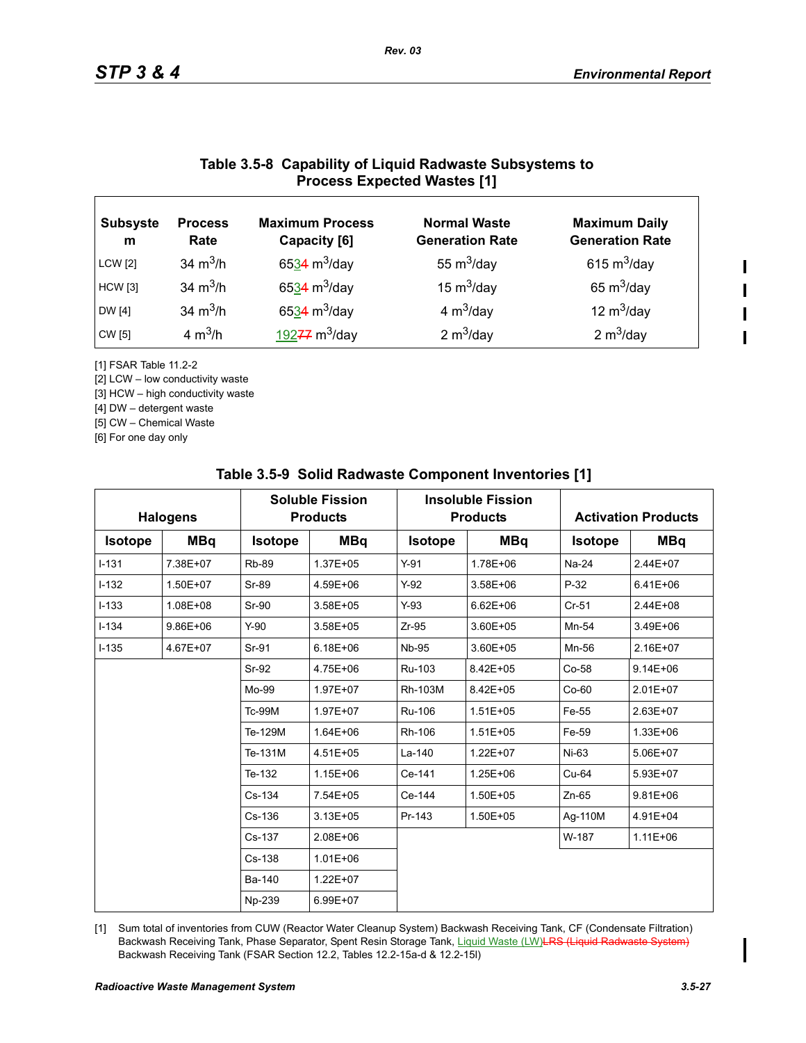## Table 3.5-8 Capability of Liquid Radwaste Subsystems to Process Expected Wastes [1]

| Subsystem | Process Rate | Maximum Process Capacity [6] | Normal Waste Generation Rate | Maximum Daily Generation Rate |
|---|---|---|---|---|
| LCW [2] | 34 $m^3$/h | 653~~4~~ $m^3$/day | 55 $m^3$/day | 615 $m^3$/day |
| HCW [3] | 34 $m^3$/h | 653~~4~~ $m^3$/day | 15 $m^3$/day | 65 $m^3$/day |
| DW [4] | 34 $m^3$/h | 653~~4~~ $m^3$/day | 4 $m^3$/day | 12 $m^3$/day |
| CW [5] | 4 $m^3$/h | 192~~77~~ $m^3$/day | 2 $m^3$/day | 2 $m^3$/day |

[1] FSAR Table 11.2-2
[2] LCW – low conductivity waste
[3] HCW – high conductivity waste
[4] DW – detergent waste
[5] CW – Chemical Waste
[6] For one day only

## Table 3.5-9 Solid Radwaste Component Inventories [1]

| Halogens | | Soluble Fission Products | | Insoluble Fission Products | | Activation Products | |
|---|---|---|---|---|---|---|---|
| Isotope | MBq | Isotope | MBq | Isotope | MBq | Isotope | MBq |
| I-131 | 7.38E+07 | Rb-89 | 1.37E+05 | Y-91 | 1.78E+06 | Na-24 | 2.44E+07 |
| I-132 | 1.50E+07 | Sr-89 | 4.59E+06 | Y-92 | 3.58E+06 | P-32 | 6.41E+06 |
| I-133 | 1.08E+08 | Sr-90 | 3.58E+05 | Y-93 | 6.62E+06 | Cr-51 | 2.44E+08 |
| I-134 | 9.86E+06 | Y-90 | 3.58E+05 | Zr-95 | 3.60E+05 | Mn-54 | 3.49E+06 |
| I-135 | 4.67E+07 | Sr-91 | 6.18E+06 | Nb-95 | 3.60E+05 | Mn-56 | 2.16E+07 |
| | | Sr-92 | 4.75E+06 | Ru-103 | 8.42E+05 | Co-58 | 9.14E+06 |
| | | Mo-99 | 1.97E+07 | Rh-103M | 8.42E+05 | Co-60 | 2.01E+07 |
| | | Tc-99M | 1.97E+07 | Ru-106 | 1.51E+05 | Fe-55 | 2.63E+07 |
| | | Te-129M | 1.64E+06 | Rh-106 | 1.51E+05 | Fe-59 | 1.33E+06 |
| | | Te-131M | 4.51E+05 | La-140 | 1.22E+07 | Ni-63 | 5.06E+07 |
| | | Te-132 | 1.15E+06 | Ce-141 | 1.25E+06 | Cu-64 | 5.93E+07 |
| | | Cs-134 | 7.54E+05 | Ce-144 | 1.50E+05 | Zn-65 | 9.81E+06 |
| | | Cs-136 | 3.13E+05 | Pr-143 | 1.50E+05 | Ag-110M | 4.91E+04 |
| | | Cs-137 | 2.08E+06 | | | W-187 | 1.11E+06 |
| | | Cs-138 | 1.01E+06 | | | | |
| | | Ba-140 | 1.22E+07 | | | | |
| | | Np-239 | 6.99E+07 | | | | |

[1] Sum total of inventories from CUW (Reactor Water Cleanup System) Backwash Receiving Tank, CF (Condensate Filtration) Backwash Receiving Tank, Phase Separator, Spent Resin Storage Tank, Liquid Waste (LW)~~LRS (Liquid Radwaste System)~~ Backwash Receiving Tank (FSAR Section 12.2, Tables 12.2-15a-d & 12.2-15l)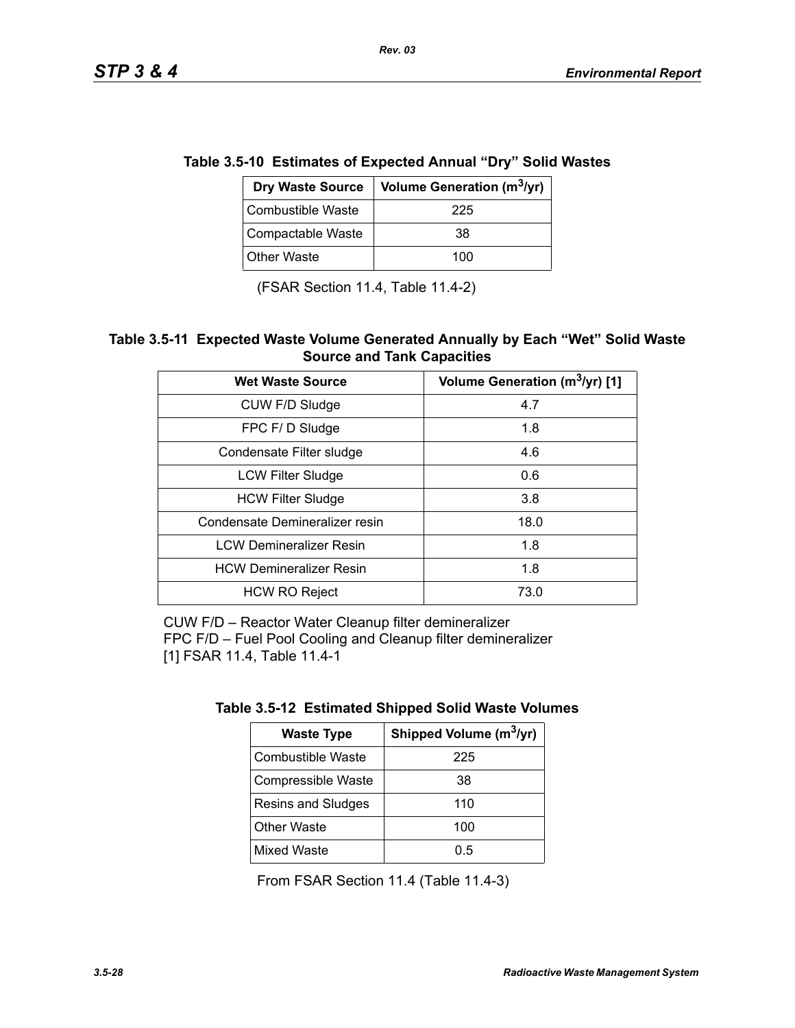**Table 3.5-10 Estimates of Expected Annual "Dry" Solid Wastes**

| Dry Waste Source | Volume Generation ($m^3$/yr) |
|---|---|
| Combustible Waste | 225 |
| Compactable Waste | 38 |
| Other Waste | 100 |

(FSAR Section 11.4, Table 11.4-2)

**Table 3.5-11 Expected Waste Volume Generated Annually by Each "Wet" Solid Waste Source and Tank Capacities**

| Wet Waste Source | Volume Generation ($m^3$/yr) [1] |
|---|---|
| CUW F/D Sludge | 4.7 |
| FPC F/ D Sludge | 1.8 |
| Condensate Filter sludge | 4.6 |
| LCW Filter Sludge | 0.6 |
| HCW Filter Sludge | 3.8 |
| Condensate Demineralizer resin | 18.0 |
| LCW Demineralizer Resin | 1.8 |
| HCW Demineralizer Resin | 1.8 |
| HCW RO Reject | 73.0 |

CUW F/D – Reactor Water Cleanup filter demineralizer
FPC F/D – Fuel Pool Cooling and Cleanup filter demineralizer
[1] FSAR 11.4, Table 11.4-1

**Table 3.5-12 Estimated Shipped Solid Waste Volumes**

| Waste Type | Shipped Volume ($m^3$/yr) |
|---|---|
| Combustible Waste | 225 |
| Compressible Waste | 38 |
| Resins and Sludges | 110 |
| Other Waste | 100 |
| Mixed Waste | 0.5 |

From FSAR Section 11.4 (Table 11.4-3)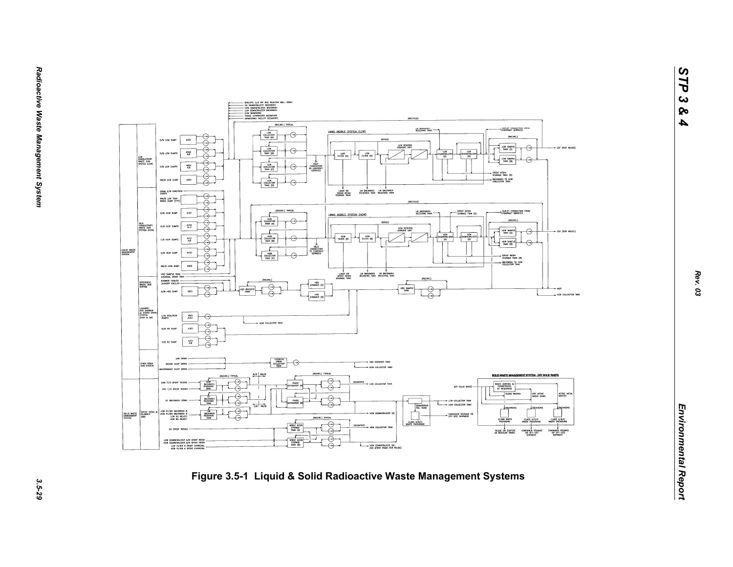Figure 3.5-1 Liquid & Solid Radioactive Waste Management Systems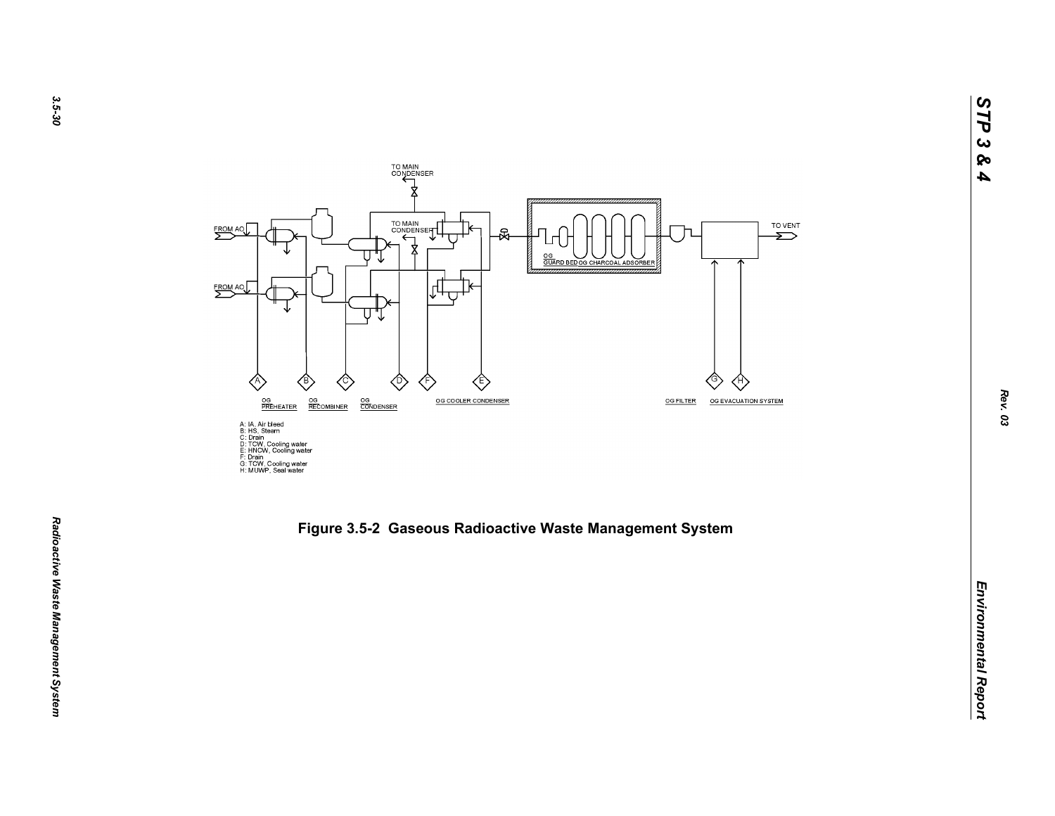TO MAIN CONDENSER

TO MAIN CONDENSER

FROM AO

FROM AO

TO VENT

OG GUARD BED

OG CHARCOAL ADSORBER

A B C D F E G H

OG PREHEATER

OG RECOMBINER

OG CONDENSER

OG COOLER CONDENSER

OG FILTER

OG EVACUATION SYSTEM

A: IA, Air bleed
B: HS, Steam
C: Drain
D: TCW, Cooling water
E: HNCW, Cooling water
F: Drain
G: TCW, Cooling water
H: MUWP, Seal water

**Figure 3.5-2 Gaseous Radioactive Waste Management System**